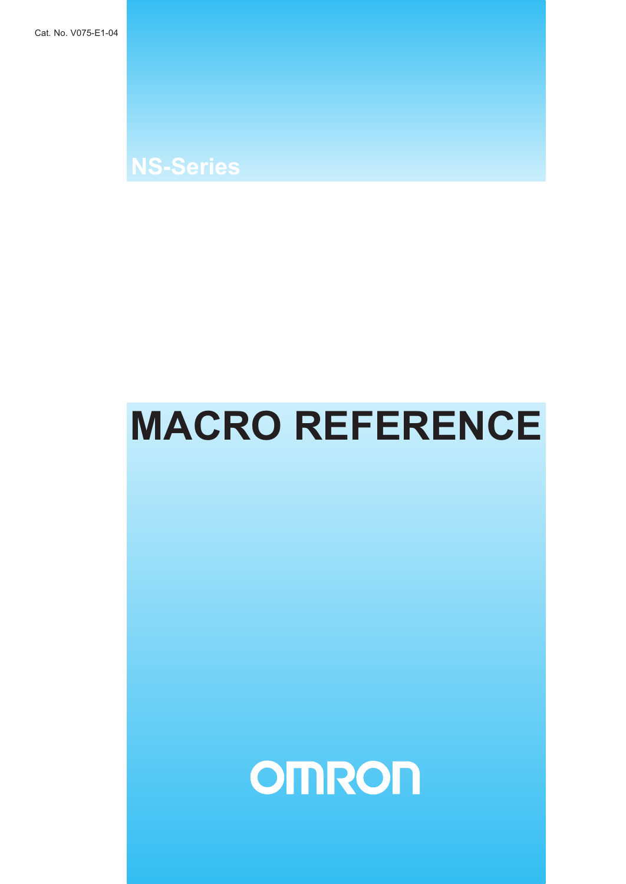Cat. No. V075-E1-04

NS-Series

# MACRO REFERENCE

OMRON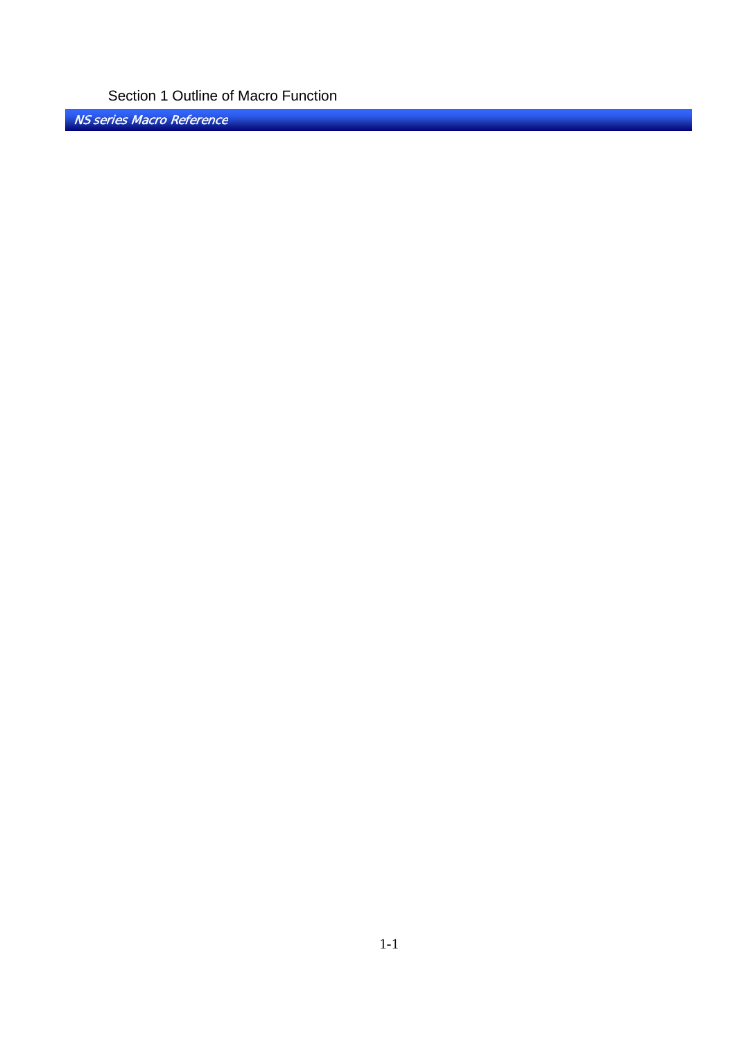# Section 1 Outline of Macro Function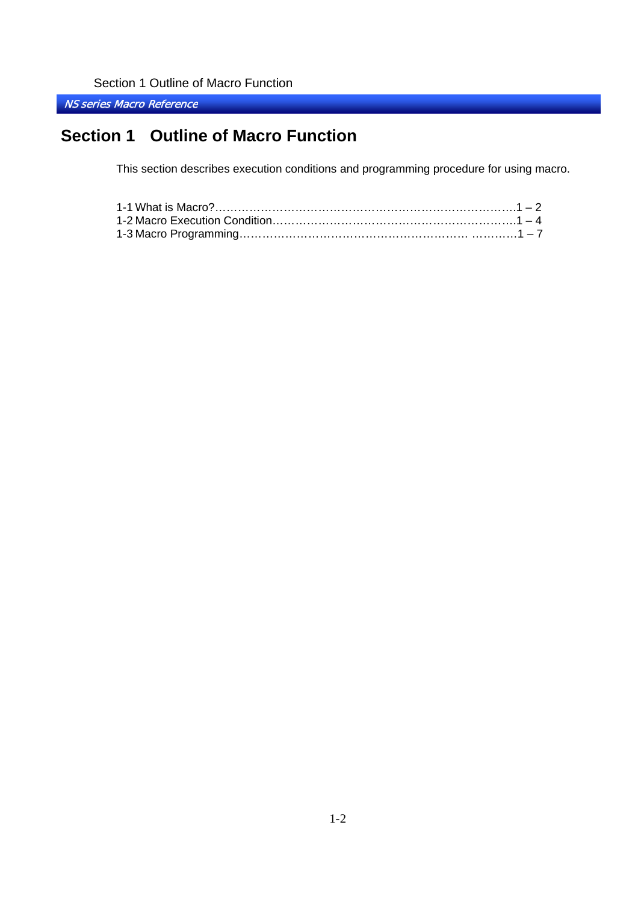# Section 1 Outline of Macro Function

This section describes execution conditions and programming procedure for using macro.

1-1 What is Macro?……………………………………………………………………….1 – 2
1-2 Macro Execution Condition…………………………………………………………….1 – 4
1-3 Macro Programming……………………………………………………… ………..1 – 7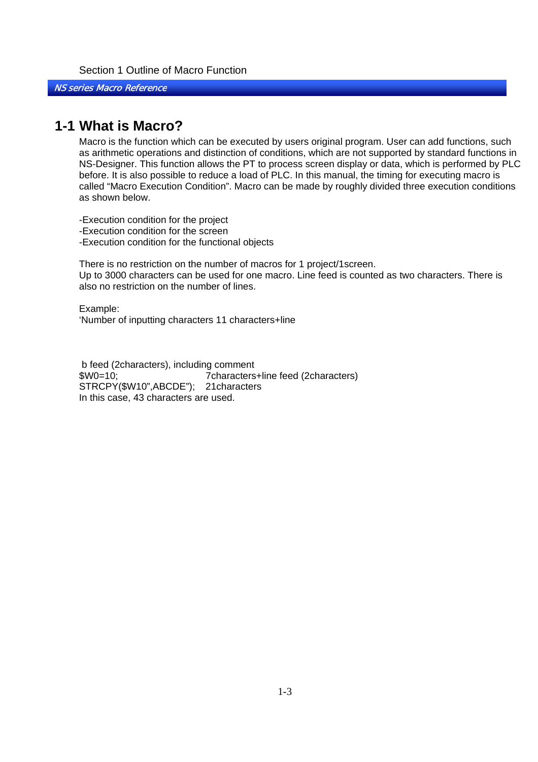Section 1 Outline of Macro Function

## 1-1 What is Macro?

Macro is the function which can be executed by users original program. User can add functions, such as arithmetic operations and distinction of conditions, which are not supported by standard functions in NS-Designer. This function allows the PT to process screen display or data, which is performed by PLC before. It is also possible to reduce a load of PLC. In this manual, the timing for executing macro is called “Macro Execution Condition”. Macro can be made by roughly divided three execution conditions as shown below.

-Execution condition for the project  
-Execution condition for the screen  
-Execution condition for the functional objects

There is no restriction on the number of macros for 1 project/1screen.  
Up to 3000 characters can be used for one macro. Line feed is counted as two characters. There is also no restriction on the number of lines.

Example:  
‘Number of inputting characters 11 characters+line

b feed (2characters), including comment  
$W0=10;                       7characters+line feed (2characters)  
STRCPY($W10”,ABCDE”);   21characters  
In this case, 43 characters are used.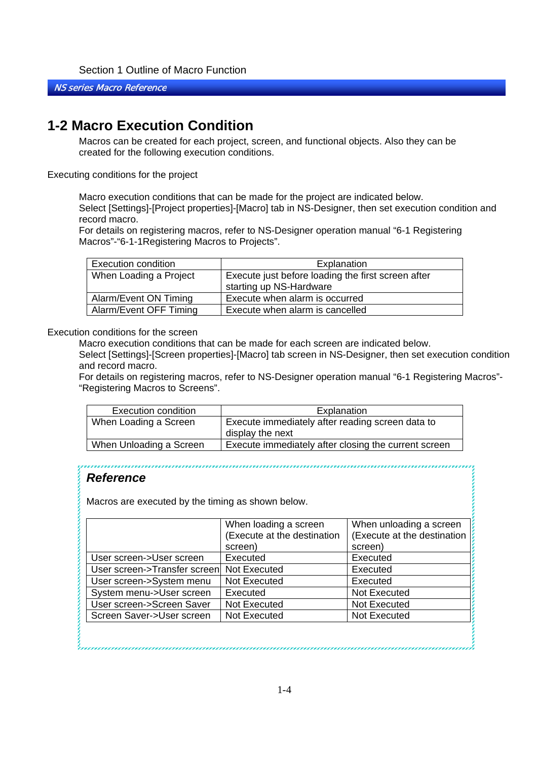## 1-2 Macro Execution Condition

Macros can be created for each project, screen, and functional objects. Also they can be created for the following execution conditions.

Executing conditions for the project

Macro execution conditions that can be made for the project are indicated below.
Select [Settings]-[Project properties]-[Macro] tab in NS-Designer, then set execution condition and record macro.
For details on registering macros, refer to NS-Designer operation manual “6-1 Registering Macros”-“6-1-1Registering Macros to Projects”.

| Execution condition | Explanation |
|---|---|
| When Loading a Project | Execute just before loading the first screen after starting up NS-Hardware |
| Alarm/Event ON Timing | Execute when alarm is occurred |
| Alarm/Event OFF Timing | Execute when alarm is cancelled |

Execution conditions for the screen

Macro execution conditions that can be made for each screen are indicated below.
Select [Settings]-[Screen properties]-[Macro] tab screen in NS-Designer, then set execution condition and record macro.
For details on registering macros, refer to NS-Designer operation manual “6-1 Registering Macros”-“Registering Macros to Screens”.

| Execution condition | Explanation |
|---|---|
| When Loading a Screen | Execute immediately after reading screen data to display the next |
| When Unloading a Screen | Execute immediately after closing the current screen |

### *Reference*

Macros are executed by the timing as shown below.

| | When loading a screen (Execute at the destination screen) | When unloading a screen (Execute at the destination screen) |
|---|---|---|
| User screen->User screen | Executed | Executed |
| User screen->Transfer screen | Not Executed | Executed |
| User screen->System menu | Not Executed | Executed |
| System menu->User screen | Executed | Not Executed |
| User screen->Screen Saver | Not Executed | Not Executed |
| Screen Saver->User screen | Not Executed | Not Executed |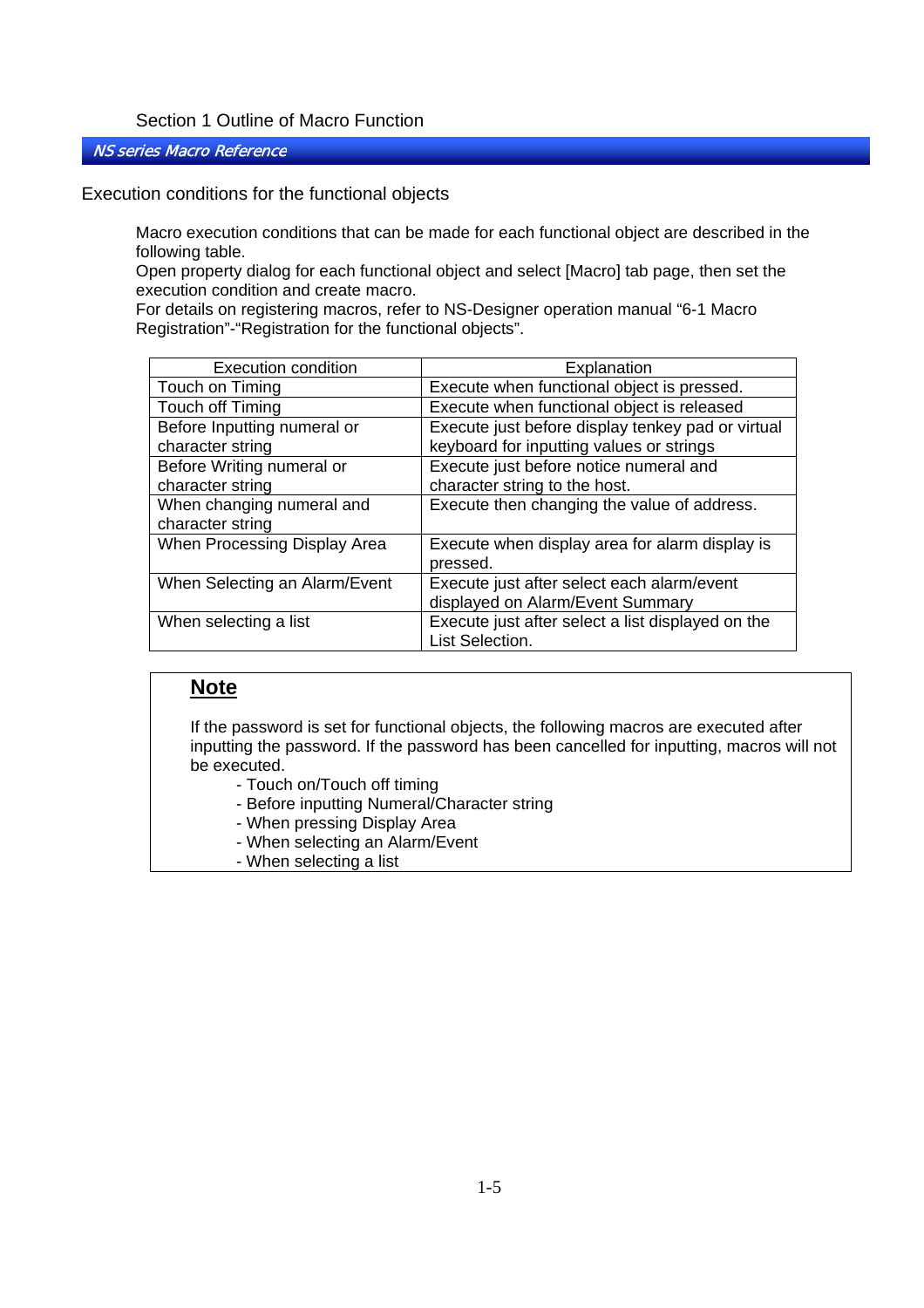## Execution conditions for the functional objects

Macro execution conditions that can be made for each functional object are described in the following table.
Open property dialog for each functional object and select [Macro] tab page, then set the execution condition and create macro.
For details on registering macros, refer to NS-Designer operation manual “6-1 Macro Registration”-“Registration for the functional objects”.

| Execution condition | Explanation |
|---|---|
| Touch on Timing | Execute when functional object is pressed. |
| Touch off Timing | Execute when functional object is released |
| Before Inputting numeral or character string | Execute just before display tenkey pad or virtual keyboard for inputting values or strings |
| Before Writing numeral or character string | Execute just before notice numeral and character string to the host. |
| When changing numeral and character string | Execute then changing the value of address. |
| When Processing Display Area | Execute when display area for alarm display is pressed. |
| When Selecting an Alarm/Event | Execute just after select each alarm/event displayed on Alarm/Event Summary |
| When selecting a list | Execute just after select a list displayed on the List Selection. |

> **Note**
>
> If the password is set for functional objects, the following macros are executed after inputting the password. If the password has been cancelled for inputting, macros will not be executed.
>
> - Touch on/Touch off timing
> - Before inputting Numeral/Character string
> - When pressing Display Area
> - When selecting an Alarm/Event
> - When selecting a list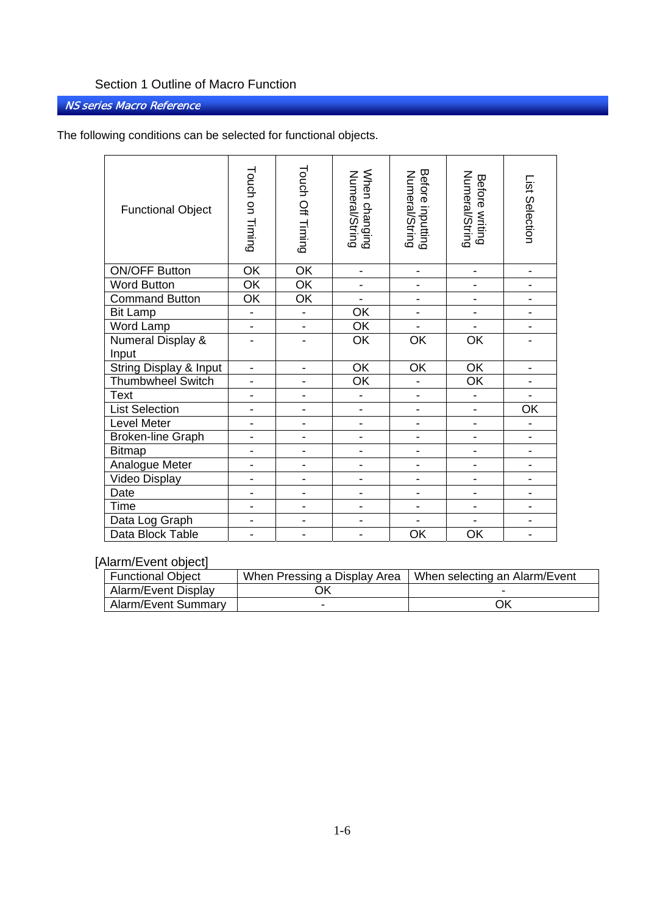The following conditions can be selected for functional objects.

| Functional Object | Touch on Timing | Touch Off Timing | When changing Numeral/String | Before inputting Numeral/String | Before writing Numeral/String | List Selection |
|---|---|---|---|---|---|---|
| ON/OFF Button | OK | OK | - | - | - | - |
| Word Button | OK | OK | - | - | - | - |
| Command Button | OK | OK | - | - | - | - |
| Bit Lamp | - | - | OK | - | - | - |
| Word Lamp | - | - | OK | - | - | - |
| Numeral Display & Input | - | - | OK | OK | OK | - |
| String Display & Input | - | - | OK | OK | OK | - |
| Thumbwheel Switch | - | - | OK | - | OK | - |
| Text | - | - | - | - | - | - |
| List Selection | - | - | - | - | - | OK |
| Level Meter | - | - | - | - | - | - |
| Broken-line Graph | - | - | - | - | - | - |
| Bitmap | - | - | - | - | - | - |
| Analogue Meter | - | - | - | - | - | - |
| Video Display | - | - | - | - | - | - |
| Date | - | - | - | - | - | - |
| Time | - | - | - | - | - | - |
| Data Log Graph | - | - | - | - | - | - |
| Data Block Table | - | - | - | OK | OK | - |

[Alarm/Event object]

| Functional Object | When Pressing a Display Area | When selecting an Alarm/Event |
|---|---|---|
| Alarm/Event Display | OK | - |
| Alarm/Event Summary | - | OK |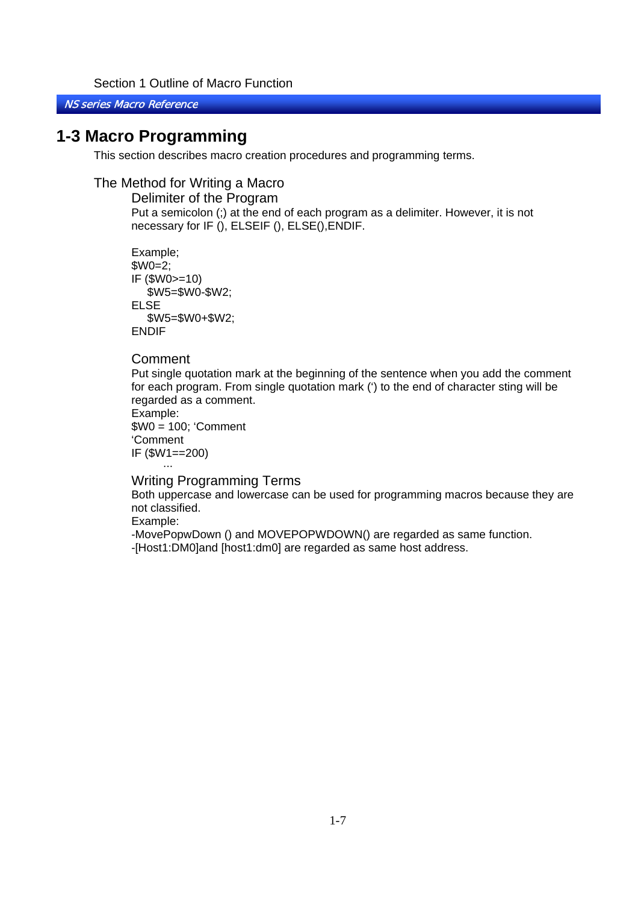# 1-3 Macro Programming

This section describes macro creation procedures and programming terms.

## The Method for Writing a Macro

### Delimiter of the Program

Put a semicolon (;) at the end of each program as a delimiter. However, it is not necessary for IF (), ELSEIF (), ELSE(),ENDIF.

```
Example;
$W0=2;
IF ($W0>=10)
    $W5=$W0-$W2;
ELSE
    $W5=$W0+$W2;
ENDIF
```

### Comment

Put single quotation mark at the beginning of the sentence when you add the comment for each program. From single quotation mark (‘) to the end of character sting will be regarded as a comment.

Example:

```
$W0 = 100; ‘Comment
‘Comment
IF ($W1==200)
        ...
```

### Writing Programming Terms

Both uppercase and lowercase can be used for programming macros because they are not classified.

Example:

-MovePopwDown () and MOVEPOPWDOWN() are regarded as same function.

-[Host1:DM0]and [host1:dm0] are regarded as same host address.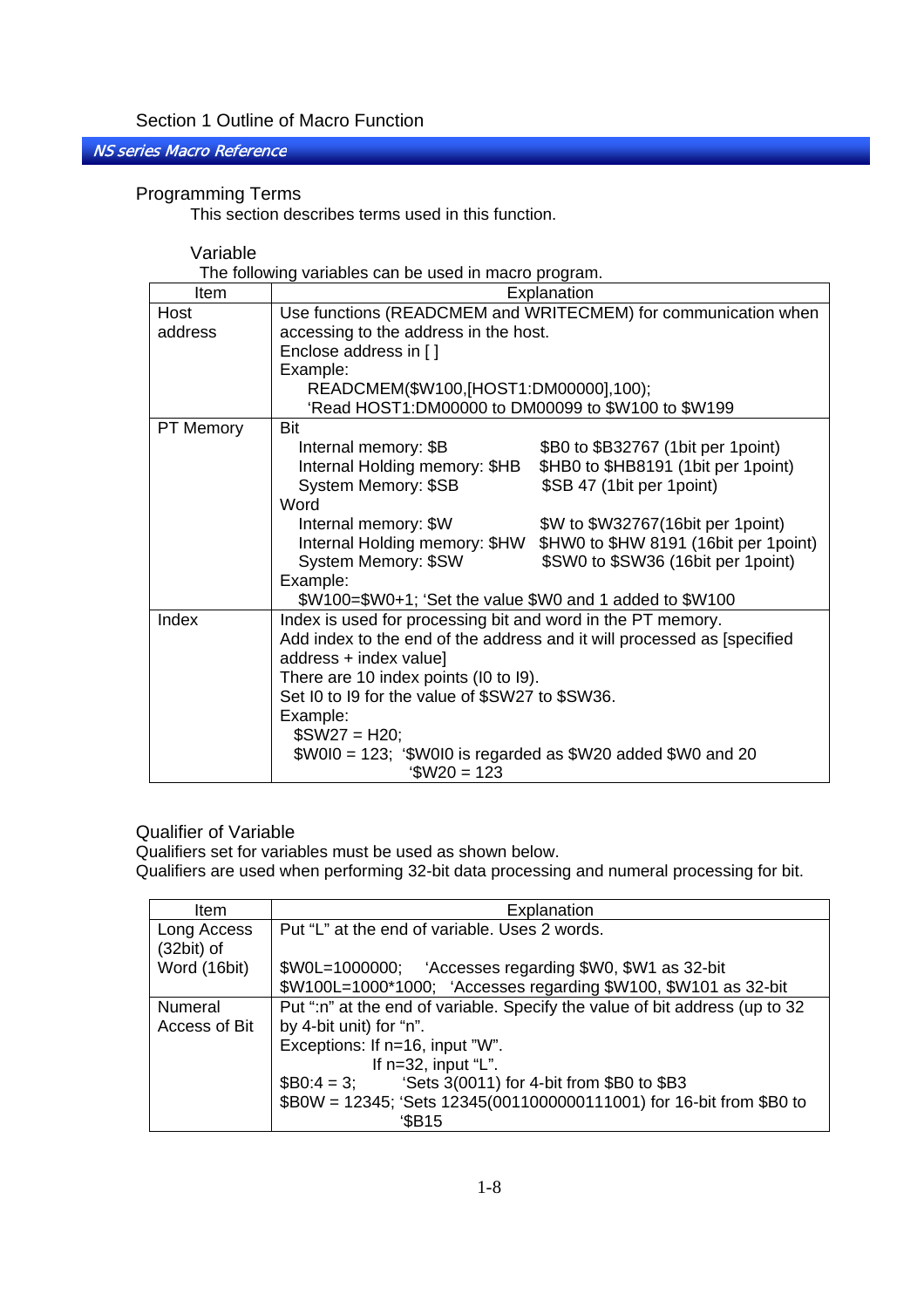## Programming Terms

This section describes terms used in this function.

### Variable

The following variables can be used in macro program.

| Item | Explanation |
|---|---|
| Host address | Use functions (READCMEM and WRITECMEM) for communication when accessing to the address in the host.<br>Enclose address in [ ]<br>Example:<br>READCMEM($W100,[HOST1:DM00000],100);<br>'Read HOST1:DM00000 to DM00099 to $W100 to $W199 |
| PT Memory | Bit<br>Internal memory: $B　　$B0 to $B32767 (1bit per 1point)<br>Internal Holding memory: $HB　　$HB0 to $HB8191 (1bit per 1point)<br>System Memory: $SB　　$SB 47 (1bit per 1point)<br>Word<br>Internal memory: $W　　$W to $W32767(16bit per 1point)<br>Internal Holding memory: $HW　　$HW0 to $HW 8191 (16bit per 1point)<br>System Memory: $SW　　$SW0 to $SW36 (16bit per 1point)<br>Example:<br>$W100=$W0+1; 'Set the value $W0 and 1 added to $W100 |
| Index | Index is used for processing bit and word in the PT memory.<br>Add index to the end of the address and it will processed as [specified address + index value]<br>There are 10 index points (I0 to I9).<br>Set I0 to I9 for the value of $SW27 to $SW36.<br>Example:<br>$SW27 = H20;<br>$W0I0 = 123; '$W0I0 is regarded as $W20 added $W0 and 20<br>'$W20 = 123 |

### Qualifier of Variable

Qualifiers set for variables must be used as shown below.
Qualifiers are used when performing 32-bit data processing and numeral processing for bit.

| Item | Explanation |
|---|---|
| Long Access (32bit) of Word (16bit) | Put "L" at the end of variable. Uses 2 words.<br><br>$W0L=1000000;　'Accesses regarding $W0, $W1 as 32-bit<br>$W100L=1000*1000;　'Accesses regarding $W100, $W101 as 32-bit |
| Numeral Access of Bit | Put ":n" at the end of variable. Specify the value of bit address (up to 32 by 4-bit unit) for "n".<br>Exceptions: If n=16, input "W".<br>If n=32, input "L".<br>$B0:4 = 3;　'Sets 3(0011) for 4-bit from $B0 to $B3<br>$B0W = 12345; 'Sets 12345(0011000000111001) for 16-bit from $B0 to '$B15 |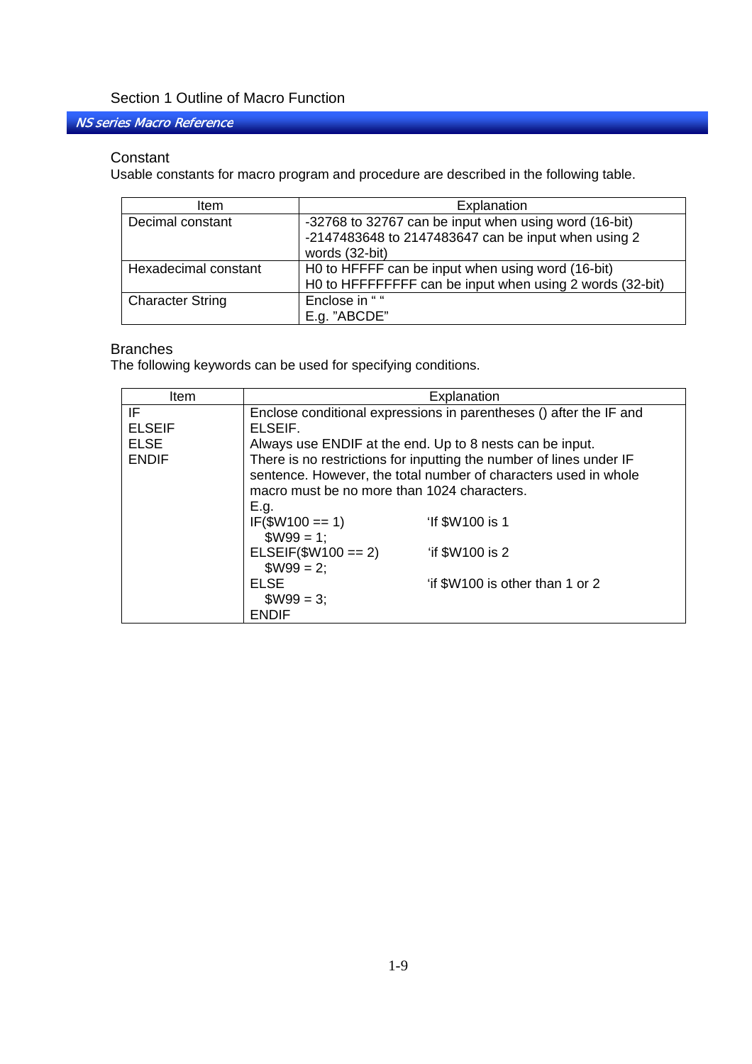## Constant

Usable constants for macro program and procedure are described in the following table.

| Item | Explanation |
|---|---|
| Decimal constant | -32768 to 32767 can be input when using word (16-bit)<br>-2147483648 to 2147483647 can be input when using 2 words (32-bit) |
| Hexadecimal constant | H0 to HFFFF can be input when using word (16-bit)<br>H0 to HFFFFFFFF can be input when using 2 words (32-bit) |
| Character String | Enclose in " "<br>E.g. "ABCDE" |

## Branches

The following keywords can be used for specifying conditions.

| Item | Explanation |
|---|---|
| IF<br>ELSEIF<br>ELSE<br>ENDIF | Enclose conditional expressions in parentheses () after the IF and ELSEIF.<br>Always use ENDIF at the end. Up to 8 nests can be input.<br>There is no restrictions for inputting the number of lines under IF sentence. However, the total number of characters used in whole macro must be no more than 1024 characters.<br>E.g.<br>IF($W100 == 1)     'If $W100 is 1<br>  $W99 = 1;<br>ELSEIF($W100 == 2)     'if $W100 is 2<br>  $W99 = 2;<br>ELSE     'if $W100 is other than 1 or 2<br>  $W99 = 3;<br>ENDIF |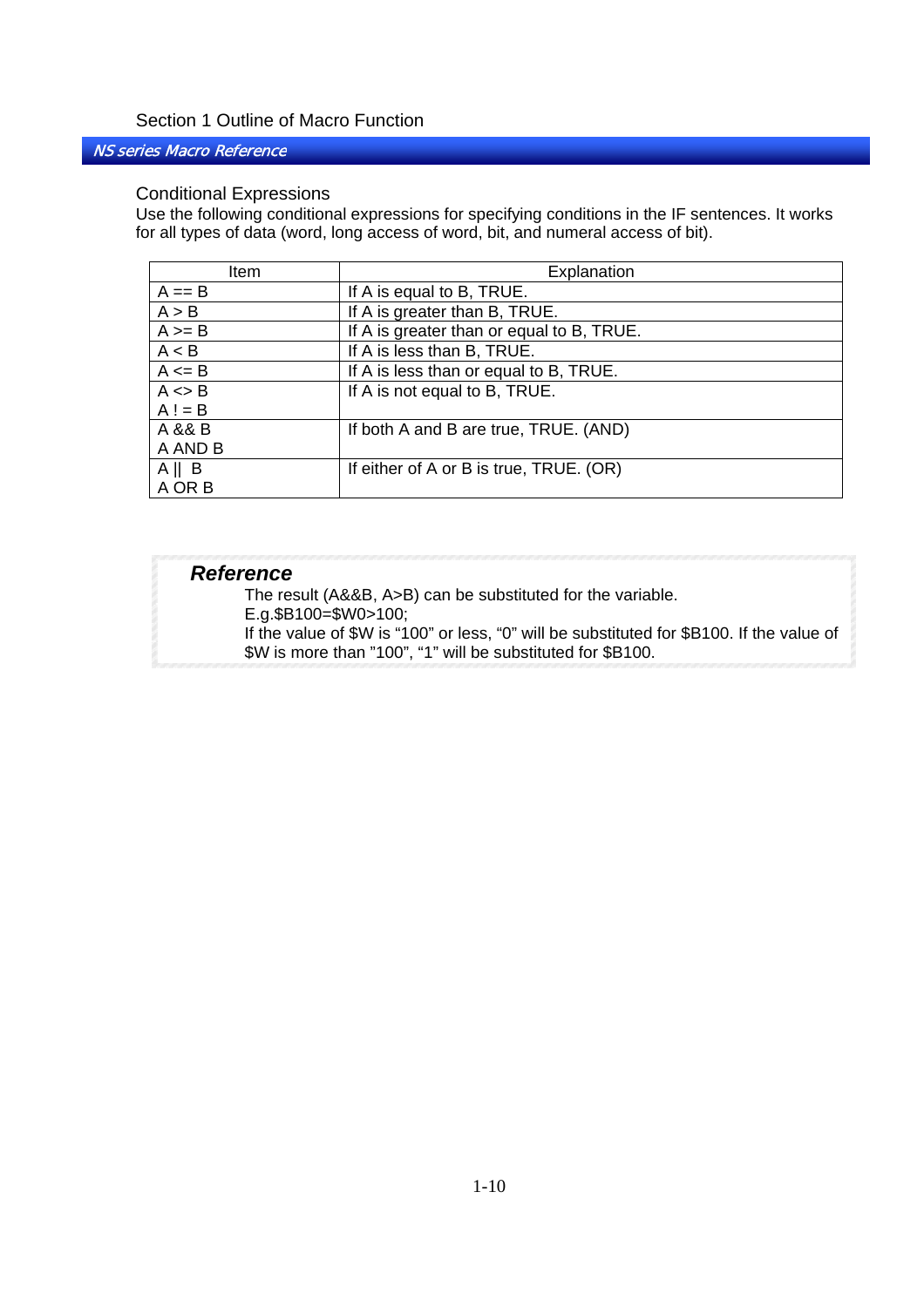## Conditional Expressions

Use the following conditional expressions for specifying conditions in the IF sentences. It works for all types of data (word, long access of word, bit, and numeral access of bit).

| Item | Explanation |
|---|---|
| A == B | If A is equal to B, TRUE. |
| A > B | If A is greater than B, TRUE. |
| A >= B | If A is greater than or equal to B, TRUE. |
| A < B | If A is less than B, TRUE. |
| A <= B | If A is less than or equal to B, TRUE. |
| A <> B<br>A ! = B | If A is not equal to B, TRUE. |
| A && B<br>A AND B | If both A and B are true, TRUE. (AND) |
| A \|\| B<br>A OR B | If either of A or B is true, TRUE. (OR) |

> ***Reference***
>
> The result (A&&B, A>B) can be substituted for the variable.
> E.g.$B100=$W0>100;
> If the value of $W is "100" or less, "0" will be substituted for $B100. If the value of $W is more than "100", "1" will be substituted for $B100.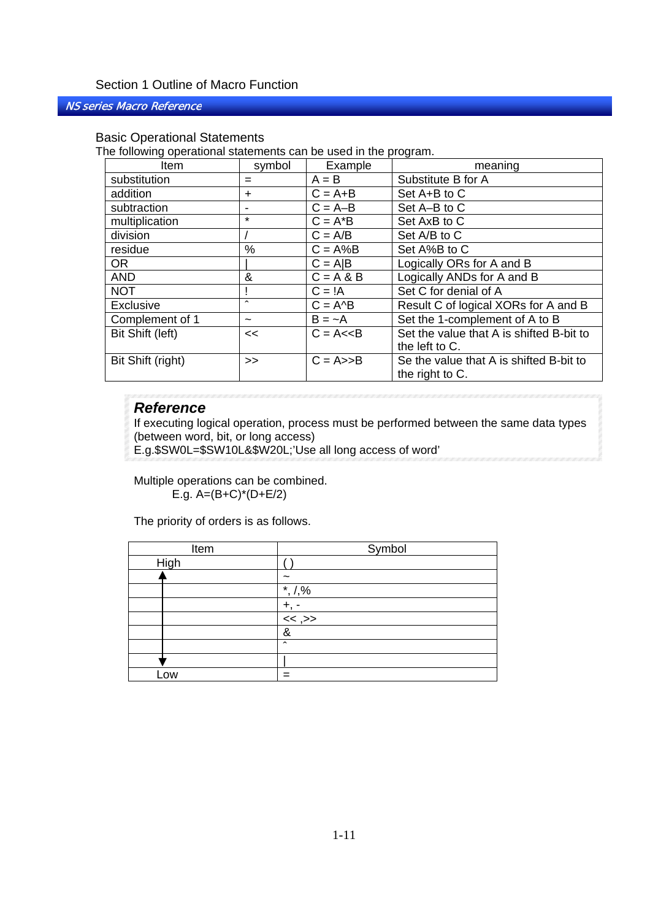Section 1 Outline of Macro Function

*NS series Macro Reference*

### Basic Operational Statements

The following operational statements can be used in the program.

| Item | symbol | Example | meaning |
|---|---|---|---|
| substitution | = | A = B | Substitute B for A |
| addition | + | C = A+B | Set A+B to C |
| subtraction | - | C = A–B | Set A–B to C |
| multiplication | * | C = A*B | Set AxB to C |
| division | / | C = A/B | Set A/B to C |
| residue | % | C = A%B | Set A%B to C |
| OR | \| | C = A\|B | Logically ORs for A and B |
| AND | & | C = A & B | Logically ANDs for A and B |
| NOT | ! | C = !A | Set C for denial of A |
| Exclusive | ˆ | C = A^B | Result C of logical XORs for A and B |
| Complement of 1 | ~ | B = ~A | Set the 1-complement of A to B |
| Bit Shift (left) | << | C = A<<B | Set the value that A is shifted B-bit to the left to C. |
| Bit Shift (right) | >> | C = A>>B | Se the value that A is shifted B-bit to the right to C. |

> ***Reference***
> If executing logical operation, process must be performed between the same data types (between word, bit, or long access)
> E.g.$SW0L=$SW10L&$W20L;'Use all long access of word'

Multiple operations can be combined.

E.g. A=(B+C)*(D+E/2)

The priority of orders is as follows.

| Item | Symbol |
|---|---|
| High | ( ) |
| ↑ | ~ |
| | *, /,% |
| | +, - |
| | << ,>> |
| | & |
| | ˆ |
| ↓ | \| |
| Low | = |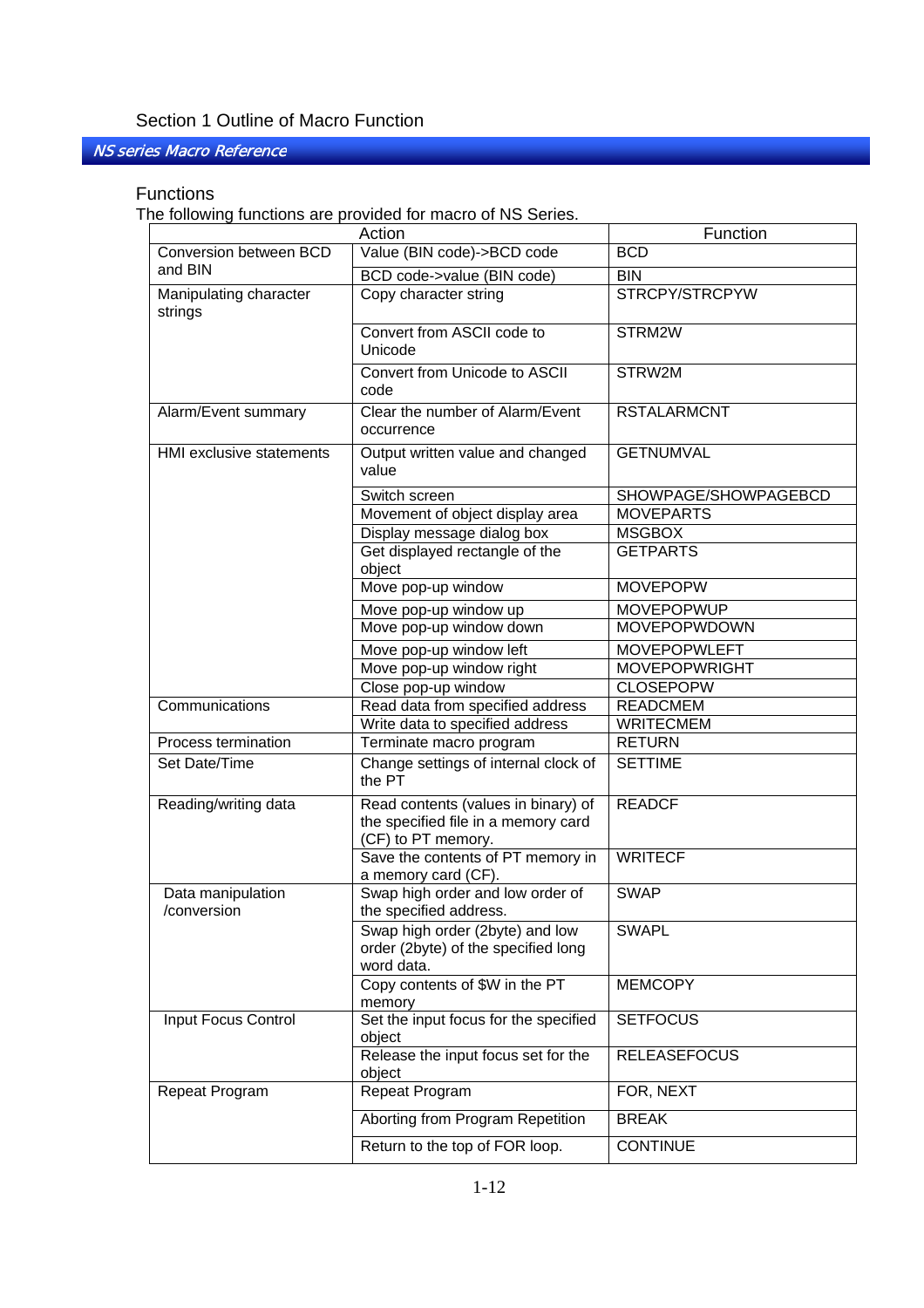## Functions

The following functions are provided for macro of NS Series.

| Action | | Function |
|---|---|---|
| Conversion between BCD and BIN | Value (BIN code)->BCD code | BCD |
| | BCD code->value (BIN code) | BIN |
| Manipulating character strings | Copy character string | STRCPY/STRCPYW |
| | Convert from ASCII code to Unicode | STRM2W |
| | Convert from Unicode to ASCII code | STRW2M |
| Alarm/Event summary | Clear the number of Alarm/Event occurrence | RSTALARMCNT |
| HMI exclusive statements | Output written value and changed value | GETNUMVAL |
| | Switch screen | SHOWPAGE/SHOWPAGEBCD |
| | Movement of object display area | MOVEPARTS |
| | Display message dialog box | MSGBOX |
| | Get displayed rectangle of the object | GETPARTS |
| | Move pop-up window | MOVEPOPW |
| | Move pop-up window up | MOVEPOPWUP |
| | Move pop-up window down | MOVEPOPWDOWN |
| | Move pop-up window left | MOVEPOPWLEFT |
| | Move pop-up window right | MOVEPOPWRIGHT |
| | Close pop-up window | CLOSEPOPW |
| Communications | Read data from specified address | READCMEM |
| | Write data to specified address | WRITECMEM |
| Process termination | Terminate macro program | RETURN |
| Set Date/Time | Change settings of internal clock of the PT | SETTIME |
| Reading/writing data | Read contents (values in binary) of the specified file in a memory card (CF) to PT memory. | READCF |
| | Save the contents of PT memory in a memory card (CF). | WRITECF |
| Data manipulation /conversion | Swap high order and low order of the specified address. | SWAP |
| | Swap high order (2byte) and low order (2byte) of the specified long word data. | SWAPL |
| | Copy contents of $W in the PT memory | MEMCOPY |
| Input Focus Control | Set the input focus for the specified object | SETFOCUS |
| | Release the input focus set for the object | RELEASEFOCUS |
| Repeat Program | Repeat Program | FOR, NEXT |
| | Aborting from Program Repetition | BREAK |
| | Return to the top of FOR loop. | CONTINUE |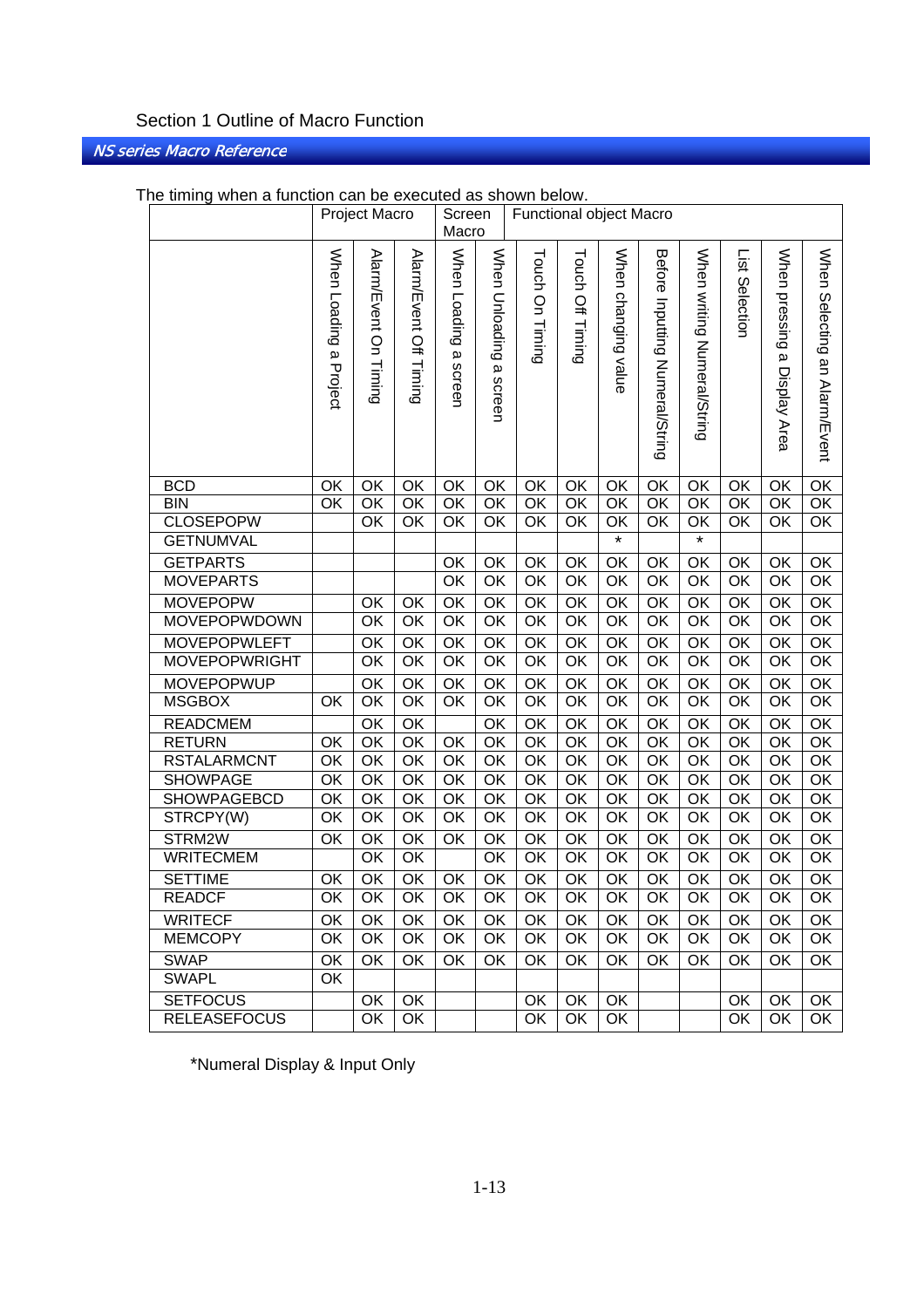The timing when a function can be executed as shown below.

| | Project Macro | | | Screen Macro | | Functional object Macro | | | | | | | |
|---|---|---|---|---|---|---|---|---|---|---|---|---|---|
| | When Loading a Project | Alarm/Event On Timing | Alarm/Event Off Timing | When Loading a screen | When Unloading a screen | Touch On Timing | Touch Off Timing | When changing value | Before Inputting Numeral/String | When writing Numeral/String | List Selection | When pressing a Display Area | When Selecting an Alarm/Event |
| BCD | OK | OK | OK | OK | OK | OK | OK | OK | OK | OK | OK | OK | OK |
| BIN | OK | OK | OK | OK | OK | OK | OK | OK | OK | OK | OK | OK | OK |
| CLOSEPOPW | | OK | OK | OK | OK | OK | OK | OK | OK | OK | OK | OK | OK |
| GETNUMVAL | | | | | | | | * | | * | | | |
| GETPARTS | | | | OK | OK | OK | OK | OK | OK | OK | OK | OK | OK |
| MOVEPARTS | | | | OK | OK | OK | OK | OK | OK | OK | OK | OK | OK |
| MOVEPOPW | | OK | OK | OK | OK | OK | OK | OK | OK | OK | OK | OK | OK |
| MOVEPOPWDOWN | | OK | OK | OK | OK | OK | OK | OK | OK | OK | OK | OK | OK |
| MOVEPOPWLEFT | | OK | OK | OK | OK | OK | OK | OK | OK | OK | OK | OK | OK |
| MOVEPOPWRIGHT | | OK | OK | OK | OK | OK | OK | OK | OK | OK | OK | OK | OK |
| MOVEPOPWUP | | OK | OK | OK | OK | OK | OK | OK | OK | OK | OK | OK | OK |
| MSGBOX | OK | OK | OK | OK | OK | OK | OK | OK | OK | OK | OK | OK | OK |
| READCMEM | | OK | OK | | OK | OK | OK | OK | OK | OK | OK | OK | OK |
| RETURN | OK | OK | OK | OK | OK | OK | OK | OK | OK | OK | OK | OK | OK |
| RSTALARMCNT | OK | OK | OK | OK | OK | OK | OK | OK | OK | OK | OK | OK | OK |
| SHOWPAGE | OK | OK | OK | OK | OK | OK | OK | OK | OK | OK | OK | OK | OK |
| SHOWPAGEBCD | OK | OK | OK | OK | OK | OK | OK | OK | OK | OK | OK | OK | OK |
| STRCPY(W) | OK | OK | OK | OK | OK | OK | OK | OK | OK | OK | OK | OK | OK |
| STRM2W | OK | OK | OK | OK | OK | OK | OK | OK | OK | OK | OK | OK | OK |
| WRITECMEM | | OK | OK | | OK | OK | OK | OK | OK | OK | OK | OK | OK |
| SETTIME | OK | OK | OK | OK | OK | OK | OK | OK | OK | OK | OK | OK | OK |
| READCF | OK | OK | OK | OK | OK | OK | OK | OK | OK | OK | OK | OK | OK |
| WRITECF | OK | OK | OK | OK | OK | OK | OK | OK | OK | OK | OK | OK | OK |
| MEMCOPY | OK | OK | OK | OK | OK | OK | OK | OK | OK | OK | OK | OK | OK |
| SWAP | OK | OK | OK | OK | OK | OK | OK | OK | OK | OK | OK | OK | OK |
| SWAPL | OK | | | | | | | | | | | | |
| SETFOCUS | | OK | OK | | | OK | OK | OK | | | OK | OK | OK |
| RELEASEFOCUS | | OK | OK | | | OK | OK | OK | | | OK | OK | OK |

*Numeral Display & Input Only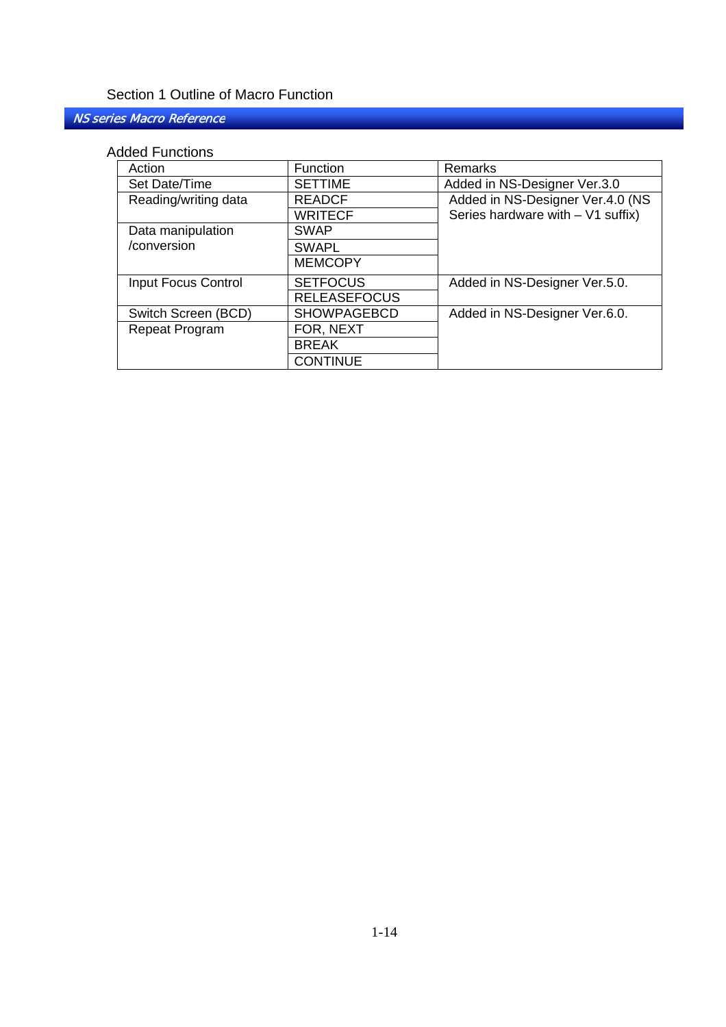### Added Functions

| Action | Function | Remarks |
|---|---|---|
| Set Date/Time | SETTIME | Added in NS-Designer Ver.3.0 |
| Reading/writing data | READCF | Added in NS-Designer Ver.4.0 (NS Series hardware with – V1 suffix) |
| | WRITECF | |
| Data manipulation /conversion | SWAP | |
| | SWAPL | |
| | MEMCOPY | |
| Input Focus Control | SETFOCUS | Added in NS-Designer Ver.5.0. |
| | RELEASEFOCUS | |
| Switch Screen (BCD) | SHOWPAGEBCD | Added in NS-Designer Ver.6.0. |
| Repeat Program | FOR, NEXT | |
| | BREAK | |
| | CONTINUE | |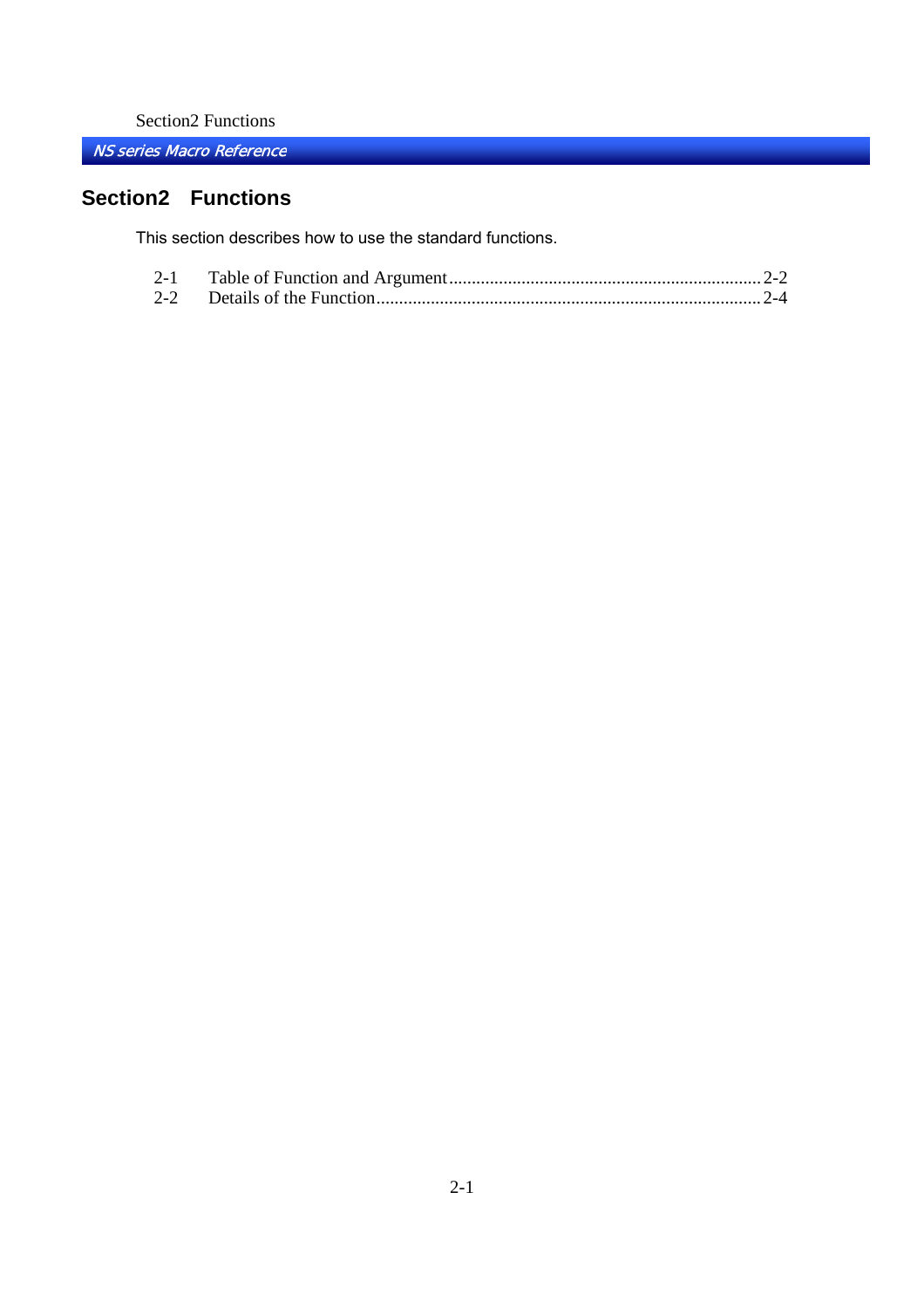# Section2 Functions

This section describes how to use the standard functions.

2-1 Table of Function and Argument........................................................................2-2
2-2 Details of the Function......................................................................................2-4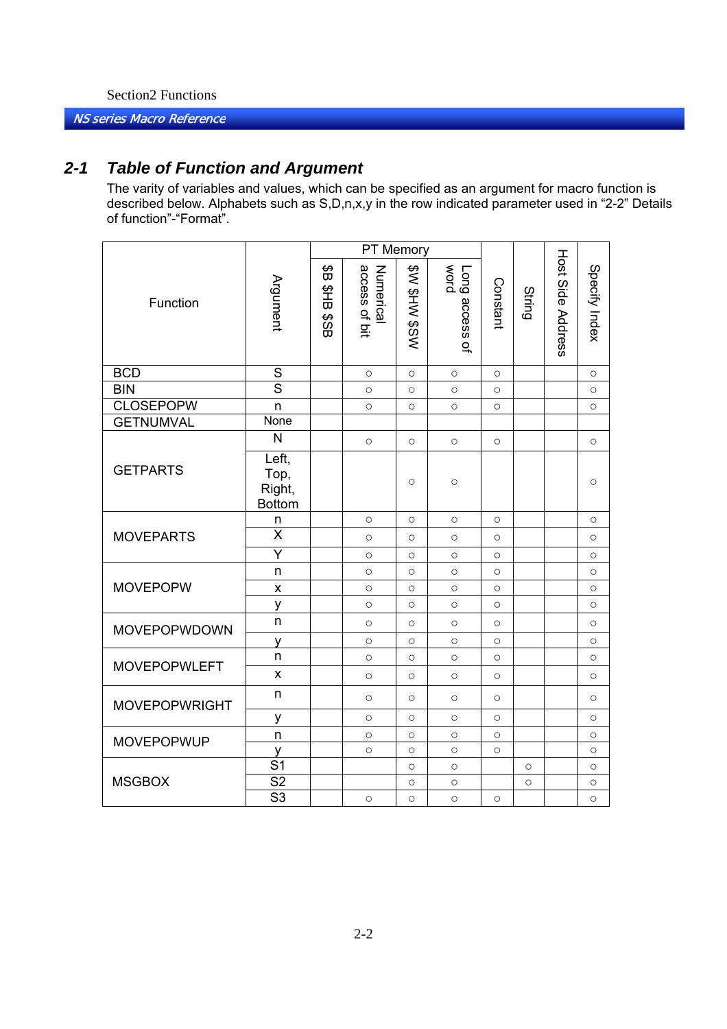## 2-1 Table of Function and Argument

The varity of variables and values, which can be specified as an argument for macro function is described below. Alphabets such as S,D,n,x,y in the row indicated parameter used in "2-2" Details of function"-"Format".

| Function | Argument | PT Memory | | | | Constant | String | Host Side Address | Specify Index |
|---|---|---|---|---|---|---|---|---|---|
| | | $B $HB $SB | Numerical access of bit | $W $HW $SW | Long access of word | | | | |
| BCD | S | | ○ | ○ | ○ | ○ | | | ○ |
| BIN | S | | ○ | ○ | ○ | ○ | | | ○ |
| CLOSEPOPW | n | | ○ | ○ | ○ | ○ | | | ○ |
| GETNUMVAL | None | | | | | | | | |
| GETPARTS | N | | ○ | ○ | ○ | ○ | | | ○ |
| | Left, Top, Right, Bottom | | | ○ | ○ | | | | ○ |
| MOVEPARTS | n | | ○ | ○ | ○ | ○ | | | ○ |
| | X | | ○ | ○ | ○ | ○ | | | ○ |
| | Y | | ○ | ○ | ○ | ○ | | | ○ |
| MOVEPOPW | n | | ○ | ○ | ○ | ○ | | | ○ |
| | x | | ○ | ○ | ○ | ○ | | | ○ |
| | y | | ○ | ○ | ○ | ○ | | | ○ |
| MOVEPOPWDOWN | n | | ○ | ○ | ○ | ○ | | | ○ |
| | y | | ○ | ○ | ○ | ○ | | | ○ |
| MOVEPOPWLEFT | n | | ○ | ○ | ○ | ○ | | | ○ |
| | x | | ○ | ○ | ○ | ○ | | | ○ |
| MOVEPOPWRIGHT | n | | ○ | ○ | ○ | ○ | | | ○ |
| | y | | ○ | ○ | ○ | ○ | | | ○ |
| MOVEPOPWUP | n | | ○ | ○ | ○ | ○ | | | ○ |
| | y | | ○ | ○ | ○ | ○ | | | ○ |
| MSGBOX | S1 | | | ○ | ○ | | ○ | | ○ |
| | S2 | | | ○ | ○ | | ○ | | ○ |
| | S3 | | ○ | ○ | ○ | ○ | | | ○ |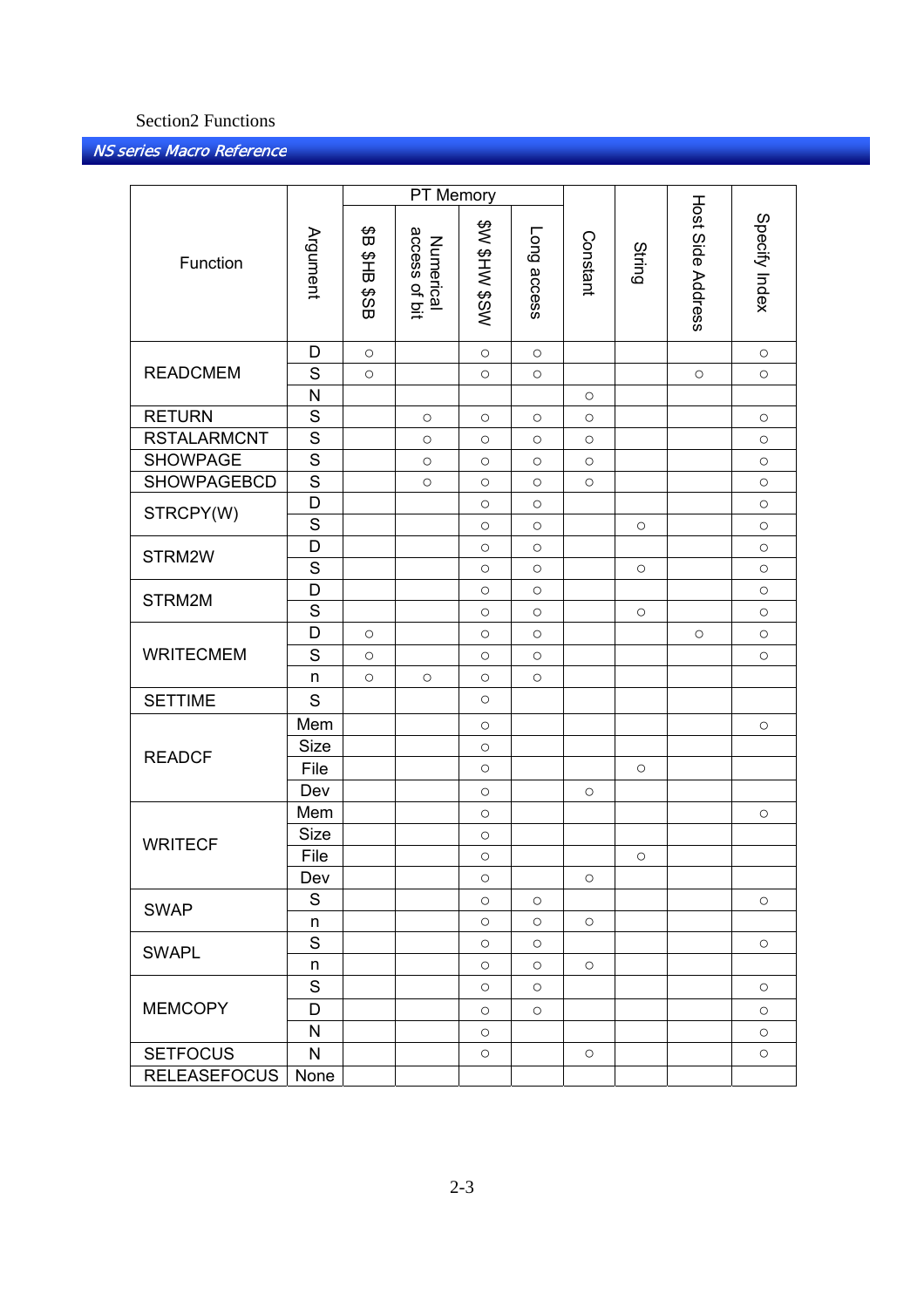| Function | Argument | PT Memory | | | | Constant | String | Host Side Address | Specify Index |
|---|---|---|---|---|---|---|---|---|---|
| | | $B $HB $SB | Numerical access of bit | $W $HW $SW | Long access | | | | |
| READCMEM | D | ○ | | ○ | ○ | | | | ○ |
| | S | ○ | | ○ | ○ | | | ○ | ○ |
| | N | | | | | ○ | | | |
| RETURN | S | | ○ | ○ | ○ | ○ | | | ○ |
| RSTALARMCNT | S | | ○ | ○ | ○ | ○ | | | ○ |
| SHOWPAGE | S | | ○ | ○ | ○ | ○ | | | ○ |
| SHOWPAGEBCD | S | | ○ | ○ | ○ | ○ | | | ○ |
| STRCPY(W) | D | | | ○ | ○ | | | | ○ |
| | S | | | ○ | ○ | | ○ | | ○ |
| STRM2W | D | | | ○ | ○ | | | | ○ |
| | S | | | ○ | ○ | | ○ | | ○ |
| STRM2M | D | | | ○ | ○ | | | | ○ |
| | S | | | ○ | ○ | | ○ | | ○ |
| WRITECMEM | D | ○ | | ○ | ○ | | | ○ | ○ |
| | S | ○ | | ○ | ○ | | | | ○ |
| | n | ○ | ○ | ○ | ○ | | | | |
| SETTIME | S | | | ○ | | | | | |
| READCF | Mem | | | ○ | | | | | ○ |
| | Size | | | ○ | | | | | |
| | File | | | ○ | | | ○ | | |
| | Dev | | | ○ | | ○ | | | |
| WRITECF | Mem | | | ○ | | | | | ○ |
| | Size | | | ○ | | | | | |
| | File | | | ○ | | | ○ | | |
| | Dev | | | ○ | | ○ | | | |
| SWAP | S | | | ○ | ○ | | | | ○ |
| | n | | | ○ | ○ | ○ | | | |
| SWAPL | S | | | ○ | ○ | | | | ○ |
| | n | | | ○ | ○ | ○ | | | |
| MEMCOPY | S | | | ○ | ○ | | | | ○ |
| | D | | | ○ | ○ | | | | ○ |
| | N | | | ○ | | | | | ○ |
| SETFOCUS | N | | | ○ | | ○ | | | ○ |
| RELEASEFOCUS | None | | | | | | | | |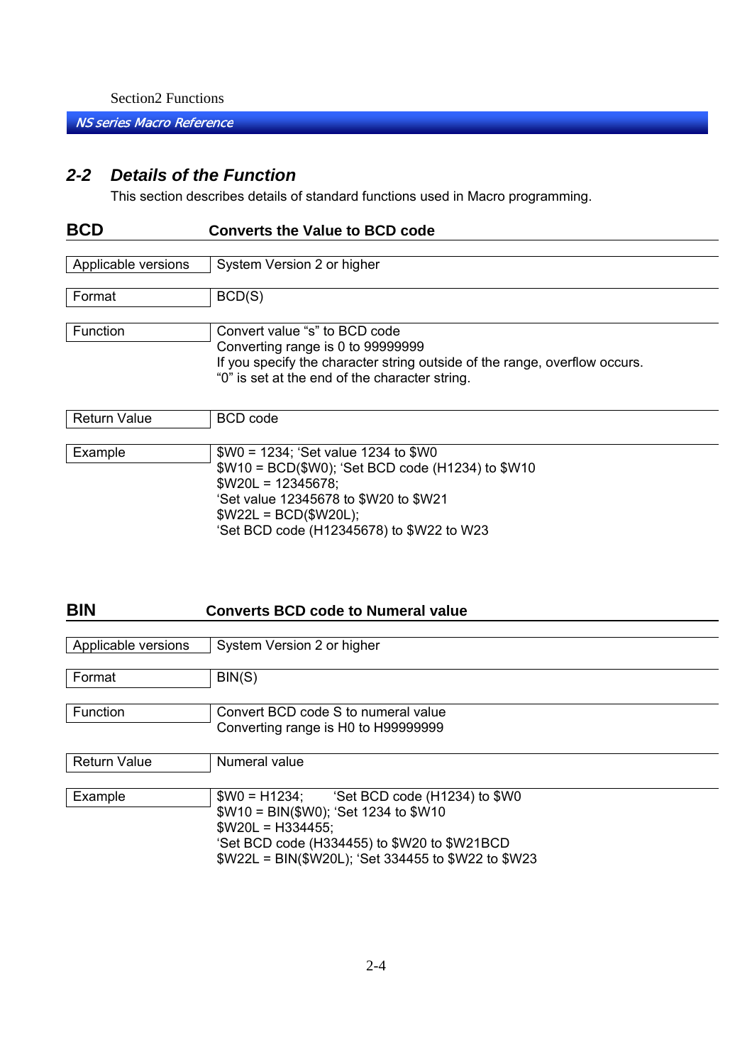## 2-2 Details of the Function

This section describes details of standard functions used in Macro programming.

### BCD — Converts the Value to BCD code

| | |
|---|---|
| Applicable versions | System Version 2 or higher |
| Format | BCD(S) |
| Function | Convert value “s” to BCD code<br>Converting range is 0 to 99999999<br>If you specify the character string outside of the range, overflow occurs.<br>“0” is set at the end of the character string. |
| Return Value | BCD code |
| Example | $W0 = 1234; ‘Set value 1234 to $W0<br>$W10 = BCD($W0); ‘Set BCD code (H1234) to $W10<br>$W20L = 12345678;<br>‘Set value 12345678 to $W20 to $W21<br>$W22L = BCD($W20L);<br>‘Set BCD code (H12345678) to $W22 to W23 |

### BIN — Converts BCD code to Numeral value

| | |
|---|---|
| Applicable versions | System Version 2 or higher |
| Format | BIN(S) |
| Function | Convert BCD code S to numeral value<br>Converting range is H0 to H99999999 |
| Return Value | Numeral value |
| Example | $W0 = H1234;  ‘Set BCD code (H1234) to $W0<br>$W10 = BIN($W0); ‘Set 1234 to $W10<br>$W20L = H334455;<br>‘Set BCD code (H334455) to $W20 to $W21BCD<br>$W22L = BIN($W20L); ‘Set 334455 to $W22 to $W23 |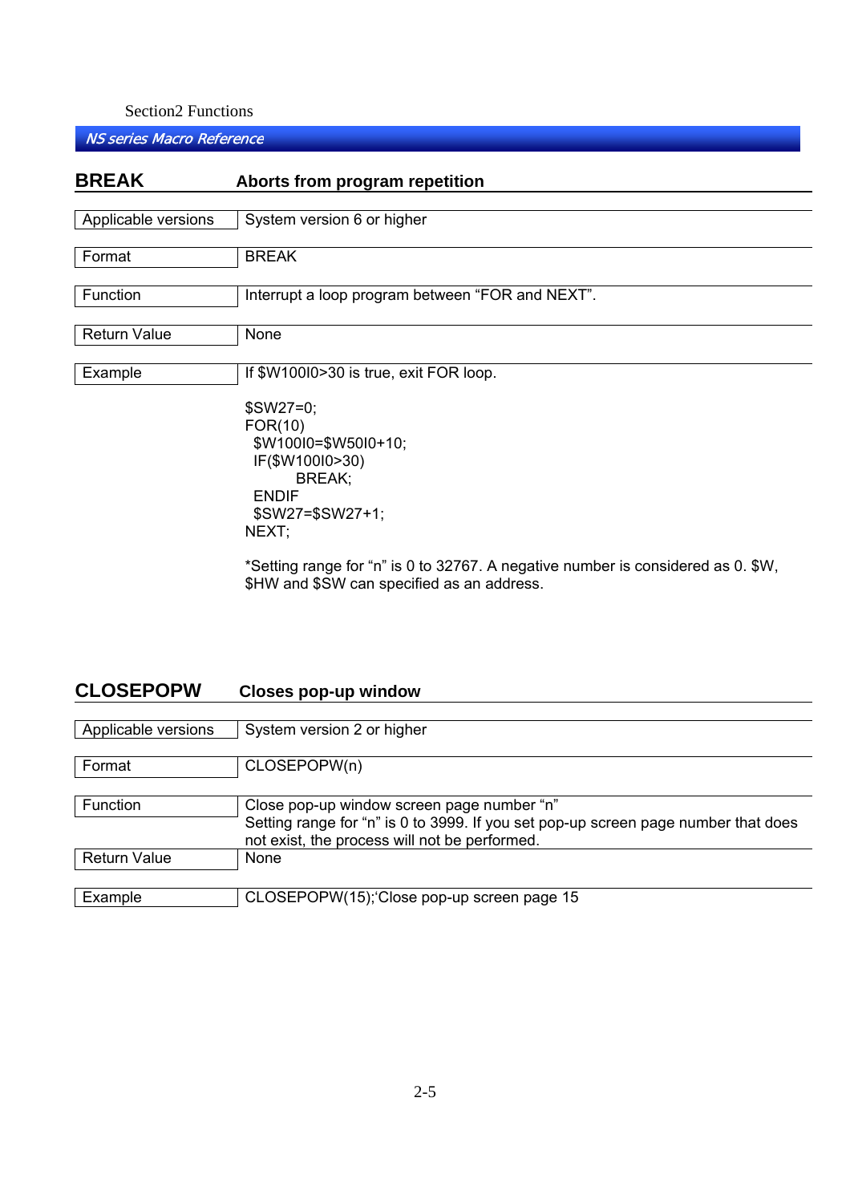## BREAK — Aborts from program repetition

| | |
|---|---|
| Applicable versions | System version 6 or higher |
| Format | BREAK |
| Function | Interrupt a loop program between “FOR and NEXT”. |
| Return Value | None |
| Example | If $W100I0>30 is true, exit FOR loop. |

```
$SW27=0;
FOR(10)
  $W100I0=$W50I0+10;
  IF($W100I0>30)
        BREAK;
  ENDIF
  $SW27=$SW27+1;
NEXT;
```

*Setting range for “n” is 0 to 32767. A negative number is considered as 0. $W, $HW and $SW can specified as an address.

## CLOSEPOPW — Closes pop-up window

| | |
|---|---|
| Applicable versions | System version 2 or higher |
| Format | CLOSEPOPW(n) |
| Function | Close pop-up window screen page number “n”<br>Setting range for “n” is 0 to 3999. If you set pop-up screen page number that does not exist, the process will not be performed. |
| Return Value | None |
| Example | CLOSEPOPW(15);‘Close pop-up screen page 15 |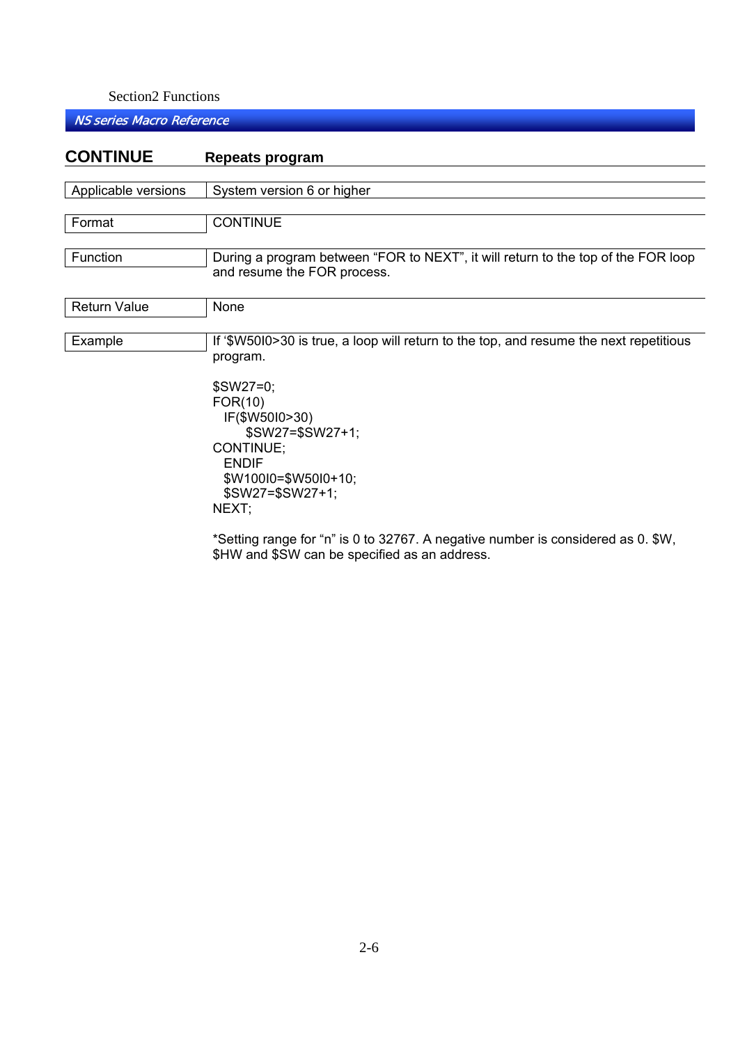## CONTINUE — Repeats program

| | |
|---|---|
| Applicable versions | System version 6 or higher |
| Format | CONTINUE |
| Function | During a program between “FOR to NEXT”, it will return to the top of the FOR loop and resume the FOR process. |
| Return Value | None |
| Example | If ‘$W50I0>30 is true, a loop will return to the top, and resume the next repetitious program. |

```
$SW27=0;
FOR(10)
  IF($W50I0>30)
      $SW27=$SW27+1;
CONTINUE;
  ENDIF
  $W100I0=$W50I0+10;
  $SW27=$SW27+1;
NEXT;
```

*Setting range for “n” is 0 to 32767. A negative number is considered as 0. $W, $HW and $SW can be specified as an address.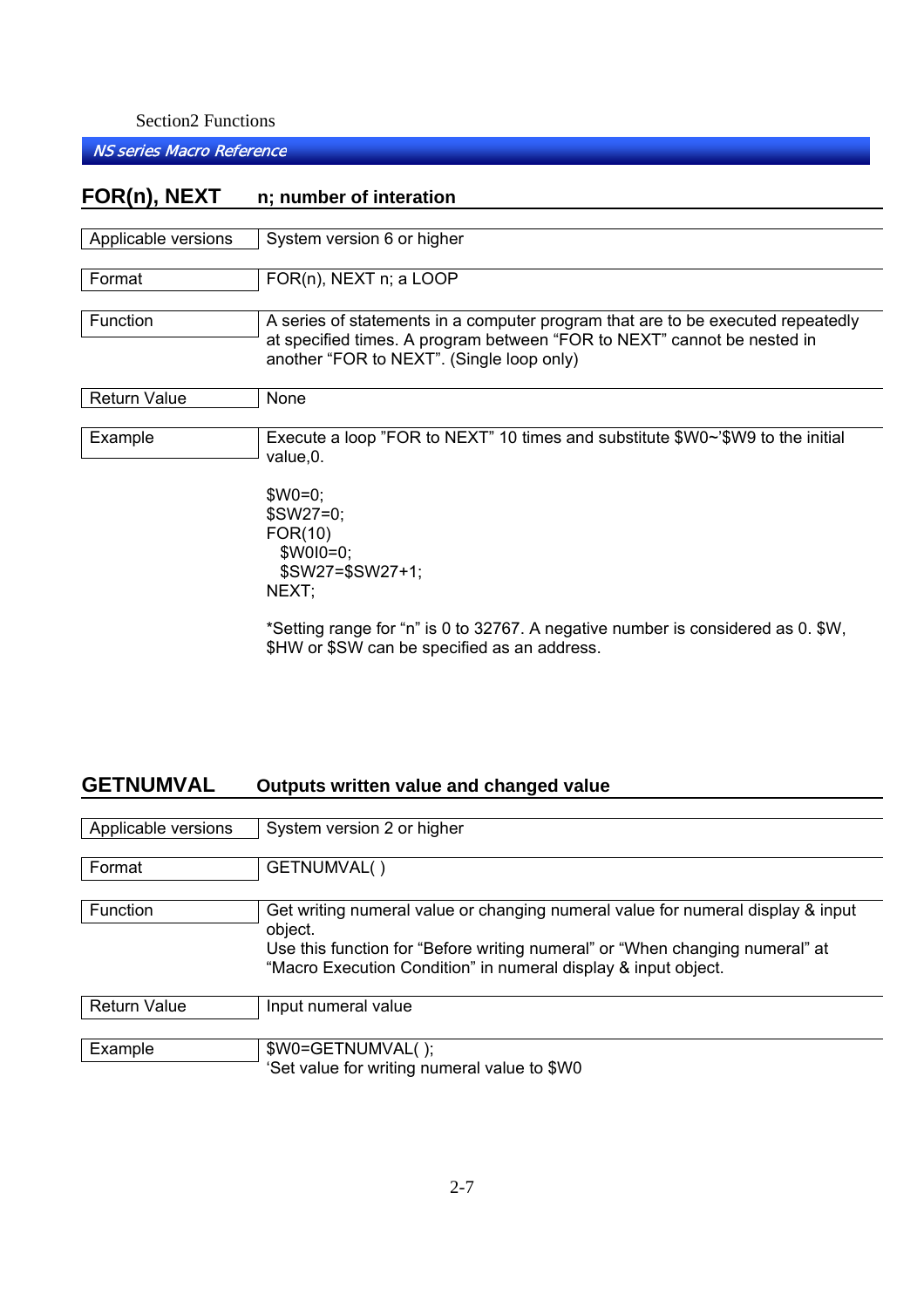## FOR(n), NEXT n; number of interation

| | |
|---|---|
| Applicable versions | System version 6 or higher |
| Format | FOR(n), NEXT n; a LOOP |
| Function | A series of statements in a computer program that are to be executed repeatedly at specified times. A program between “FOR to NEXT” cannot be nested in another “FOR to NEXT”. (Single loop only) |
| Return Value | None |
| Example | Execute a loop ”FOR to NEXT” 10 times and substitute $W0~'$W9 to the initial value,0. |

```
$W0=0;
$SW27=0;
FOR(10)
  $W0I0=0;
  $SW27=$SW27+1;
NEXT;
```

*Setting range for “n” is 0 to 32767. A negative number is considered as 0. $W, $HW or $SW can be specified as an address.

## GETNUMVAL Outputs written value and changed value

| | |
|---|---|
| Applicable versions | System version 2 or higher |
| Format | GETNUMVAL( ) |
| Function | Get writing numeral value or changing numeral value for numeral display & input object.<br>Use this function for “Before writing numeral” or “When changing numeral” at “Macro Execution Condition” in numeral display & input object. |
| Return Value | Input numeral value |
| Example | $W0=GETNUMVAL( );<br>‘Set value for writing numeral value to $W0 |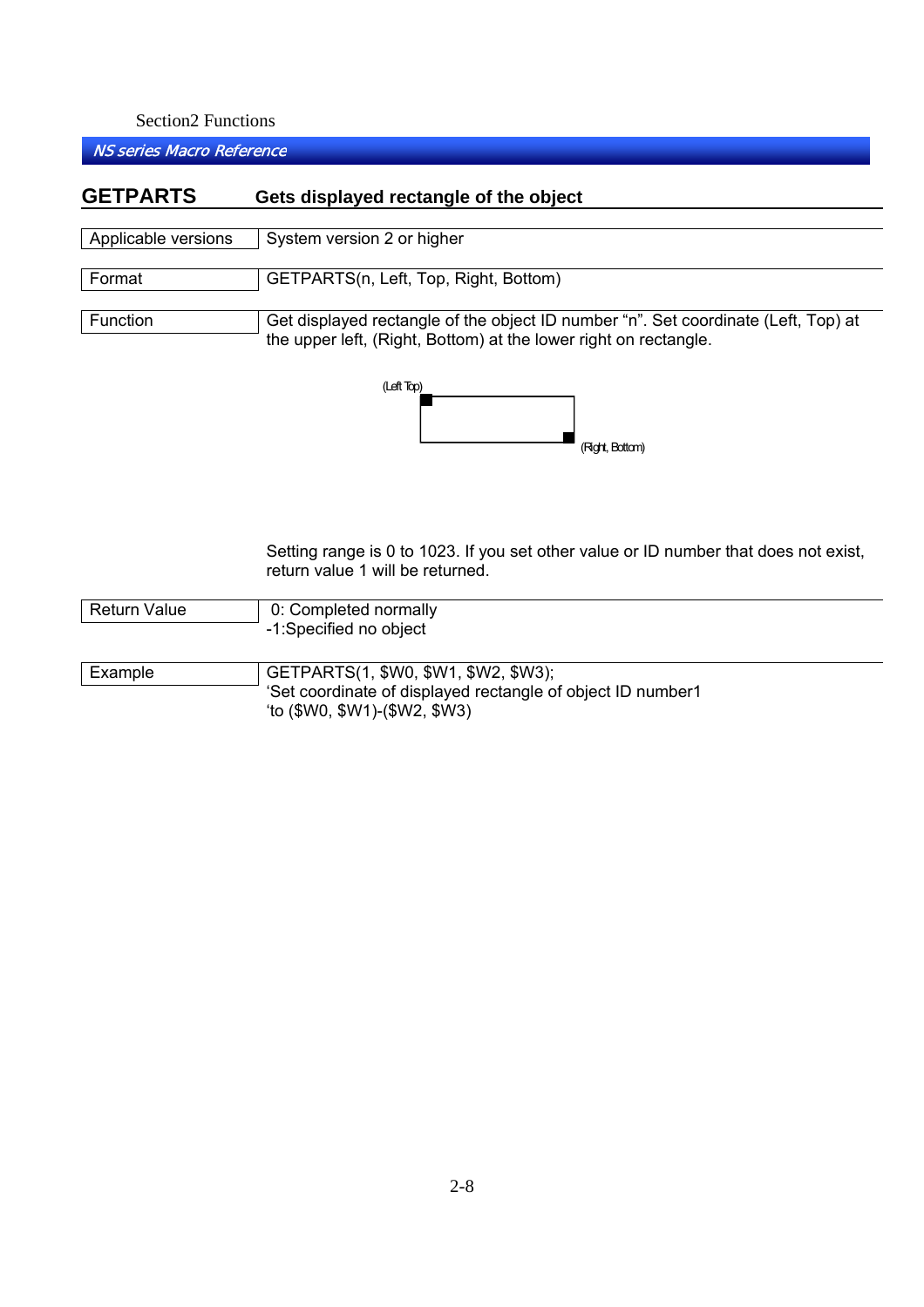## GETPARTS Gets displayed rectangle of the object

| | |
|---|---|
| Applicable versions | System version 2 or higher |
| Format | GETPARTS(n, Left, Top, Right, Bottom) |
| Function | Get displayed rectangle of the object ID number "n". Set coordinate (Left, Top) at the upper left, (Right, Bottom) at the lower right on rectangle. |

(Left Top)

(Right, Bottom)

Setting range is 0 to 1023. If you set other value or ID number that does not exist, return value 1 will be returned.

| | |
|---|---|
| Return Value | 0: Completed normally<br>-1:Specified no object |
| Example | GETPARTS(1, $W0, $W1, $W2, $W3);<br>'Set coordinate of displayed rectangle of object ID number1<br>'to ($W0, $W1)-($W2, $W3) |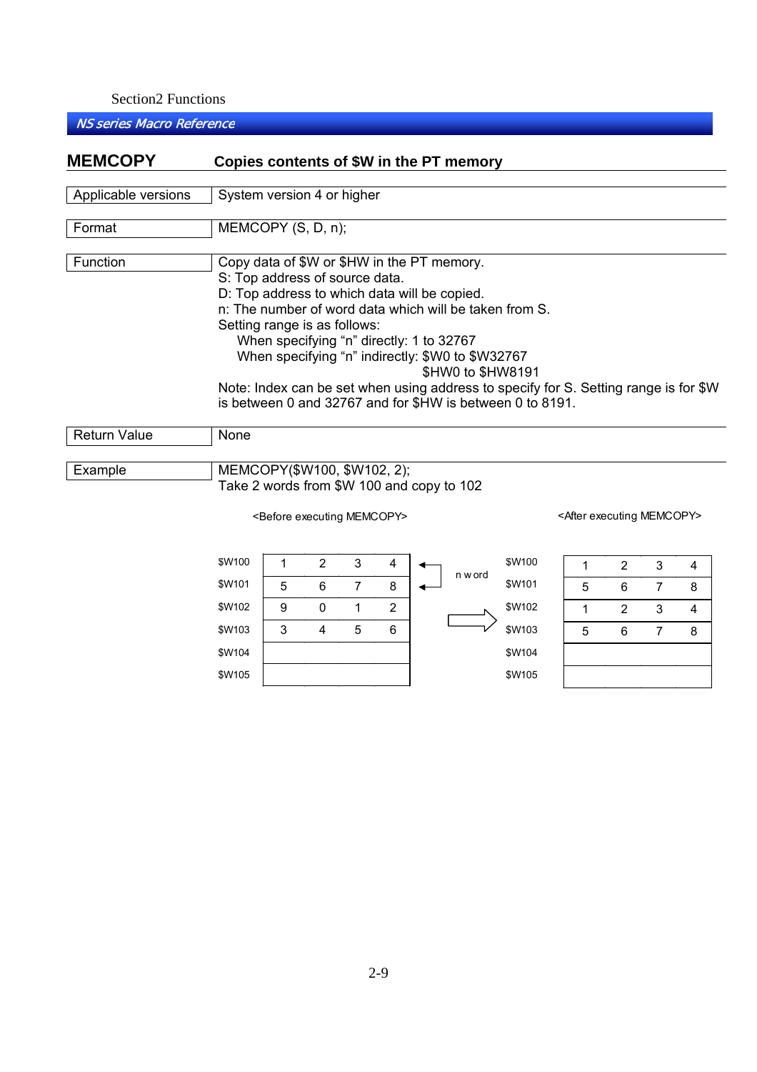## MEMCOPY — Copies contents of $W in the PT memory

| | |
|---|---|
| Applicable versions | System version 4 or higher |
| Format | MEMCOPY (S, D, n); |
| Function | Copy data of $W or $HW in the PT memory.<br>S: Top address of source data.<br>D: Top address to which data will be copied.<br>n: The number of word data which will be taken from S.<br>Setting range is as follows:<br>When specifying "n" directly: 1 to 32767<br>When specifying "n" indirectly: $W0 to $W32767<br>$HW0 to $HW8191<br>Note: Index can be set when using address to specify for S. Setting range is for $W is between 0 and 32767 and for $HW is between 0 to 8191. |
| Return Value | None |
| Example | MEMCOPY($W100, $W102, 2);<br>Take 2 words from $W 100 and copy to 102 |

<Before executing MEMCOPY>

| | | | | |
|---|---|---|---|---|
| $W100 | 1 | 2 | 3 | 4 |
| $W101 | 5 | 6 | 7 | 8 |
| $W102 | 9 | 0 | 1 | 2 |
| $W103 | 3 | 4 | 5 | 6 |
| $W104 | | | | |
| $W105 | | | | |

n word

<After executing MEMCOPY>

| | | | | |
|---|---|---|---|---|
| $W100 | 1 | 2 | 3 | 4 |
| $W101 | 5 | 6 | 7 | 8 |
| $W102 | 1 | 2 | 3 | 4 |
| $W103 | 5 | 6 | 7 | 8 |
| $W104 | | | | |
| $W105 | | | | |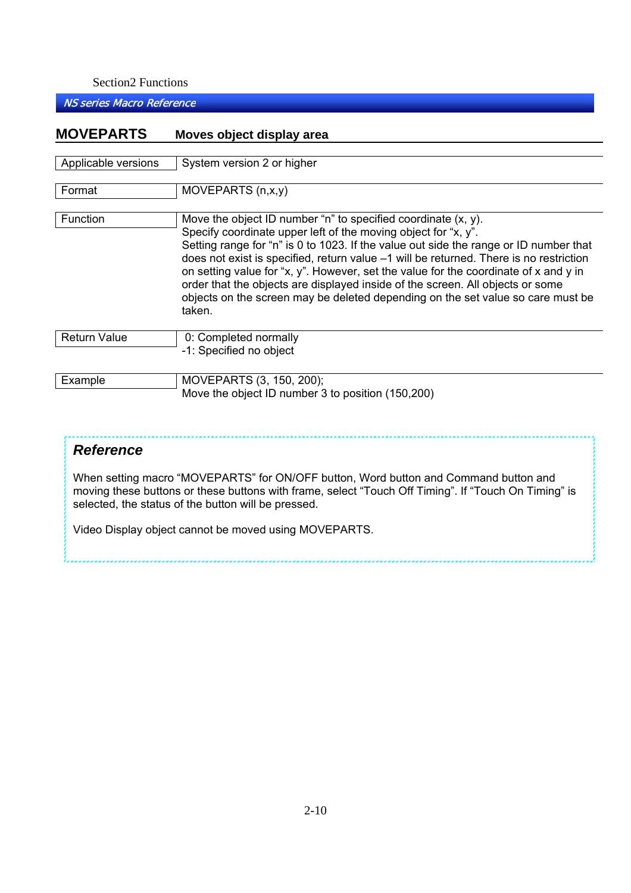## MOVEPARTS Moves object display area

| | |
|---|---|
| Applicable versions | System version 2 or higher |
| Format | MOVEPARTS (n,x,y) |
| Function | Move the object ID number "n" to specified coordinate (x, y). Specify coordinate upper left of the moving object for "x, y". Setting range for "n" is 0 to 1023. If the value out side the range or ID number that does not exist is specified, return value –1 will be returned. There is no restriction on setting value for "x, y". However, set the value for the coordinate of x and y in order that the objects are displayed inside of the screen. All objects or some objects on the screen may be deleted depending on the set value so care must be taken. |
| Return Value | 0: Completed normally<br>-1: Specified no object |
| Example | MOVEPARTS (3, 150, 200);<br>Move the object ID number 3 to position (150,200) |

### *Reference*

When setting macro "MOVEPARTS" for ON/OFF button, Word button and Command button and moving these buttons or these buttons with frame, select "Touch Off Timing". If "Touch On Timing" is selected, the status of the button will be pressed.

Video Display object cannot be moved using MOVEPARTS.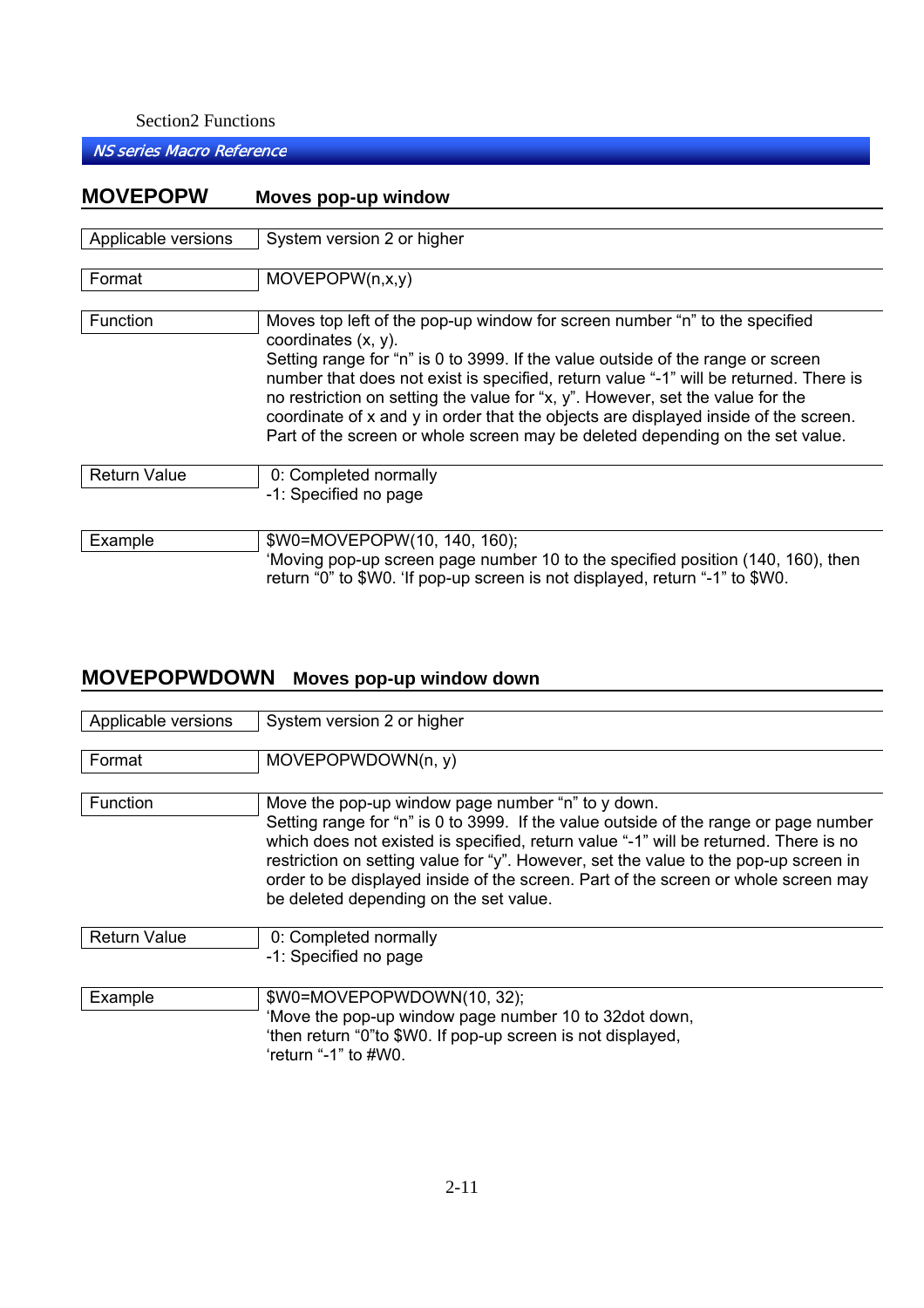## MOVEPOPW Moves pop-up window

| | |
|---|---|
| Applicable versions | System version 2 or higher |
| Format | MOVEPOPW(n,x,y) |
| Function | Moves top left of the pop-up window for screen number "n" to the specified coordinates (x, y). Setting range for "n" is 0 to 3999. If the value outside of the range or screen number that does not exist is specified, return value "-1" will be returned. There is no restriction on setting the value for "x, y". However, set the value for the coordinate of x and y in order that the objects are displayed inside of the screen. Part of the screen or whole screen may be deleted depending on the set value. |
| Return Value | 0: Completed normally<br>-1: Specified no page |
| Example | $W0=MOVEPOPW(10, 140, 160);<br>'Moving pop-up screen page number 10 to the specified position (140, 160), then return "0" to $W0. 'If pop-up screen is not displayed, return "-1" to $W0. |

## MOVEPOPWDOWN Moves pop-up window down

| | |
|---|---|
| Applicable versions | System version 2 or higher |
| Format | MOVEPOPWDOWN(n, y) |
| Function | Move the pop-up window page number "n" to y down. Setting range for "n" is 0 to 3999. If the value outside of the range or page number which does not existed is specified, return value "-1" will be returned. There is no restriction on setting value for "y". However, set the value to the pop-up screen in order to be displayed inside of the screen. Part of the screen or whole screen may be deleted depending on the set value. |
| Return Value | 0: Completed normally<br>-1: Specified no page |
| Example | $W0=MOVEPOPWDOWN(10, 32);<br>'Move the pop-up window page number 10 to 32dot down,<br>'then return "0"to $W0. If pop-up screen is not displayed,<br>'return "-1" to #W0. |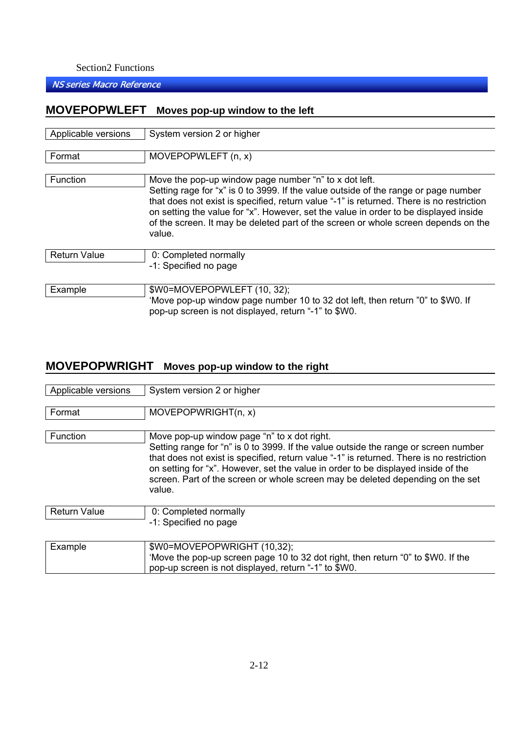## MOVEPOPWLEFT Moves pop-up window to the left

| | |
|---|---|
| Applicable versions | System version 2 or higher |
| Format | MOVEPOPWLEFT (n, x) |
| Function | Move the pop-up window page number “n” to x dot left.<br>Setting rage for “x” is 0 to 3999. If the value outside of the range or page number that does not exist is specified, return value “-1” is returned. There is no restriction on setting the value for “x”. However, set the value in order to be displayed inside of the screen. It may be deleted part of the screen or whole screen depends on the value. |
| Return Value | 0: Completed normally<br>-1: Specified no page |
| Example | $W0=MOVEPOPWLEFT (10, 32);<br>‘Move pop-up window page number 10 to 32 dot left, then return ”0” to $W0. If pop-up screen is not displayed, return “-1” to $W0. |

## MOVEPOPWRIGHT Moves pop-up window to the right

| | |
|---|---|
| Applicable versions | System version 2 or higher |
| Format | MOVEPOPWRIGHT(n, x) |
| Function | Move pop-up window page “n” to x dot right.<br>Setting range for “n” is 0 to 3999. If the value outside the range or screen number that does not exist is specified, return value “-1” is returned. There is no restriction on setting for “x”. However, set the value in order to be displayed inside of the screen. Part of the screen or whole screen may be deleted depending on the set value. |
| Return Value | 0: Completed normally<br>-1: Specified no page |
| Example | $W0=MOVEPOPWRIGHT (10,32);<br>‘Move the pop-up screen page 10 to 32 dot right, then return “0” to $W0. If the pop-up screen is not displayed, return “-1” to $W0. |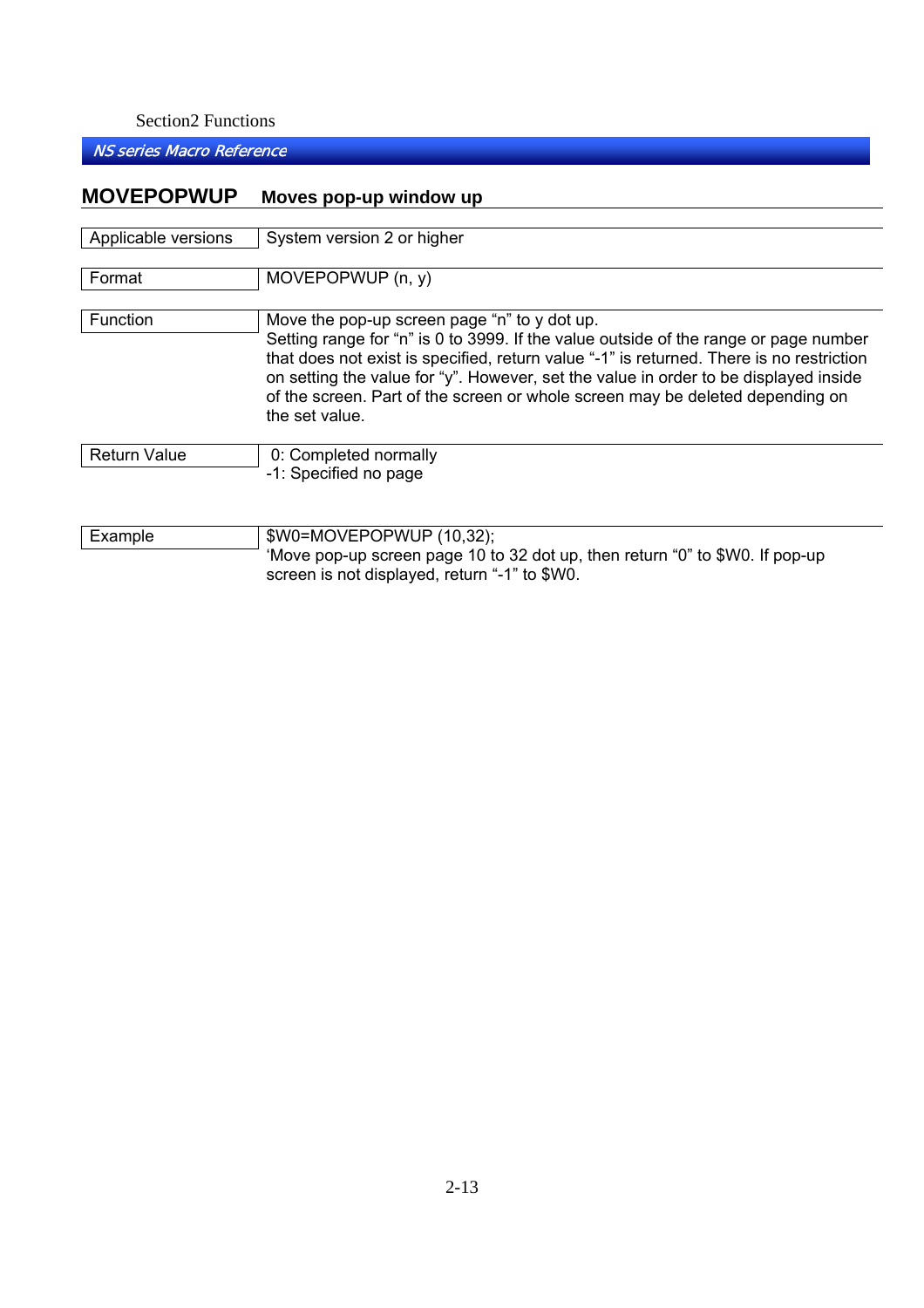## MOVEPOPWUP Moves pop-up window up

| | |
|---|---|
| Applicable versions | System version 2 or higher |
| Format | MOVEPOPWUP (n, y) |
| Function | Move the pop-up screen page "n" to y dot up.<br>Setting range for "n" is 0 to 3999. If the value outside of the range or page number that does not exist is specified, return value "-1" is returned. There is no restriction on setting the value for "y". However, set the value in order to be displayed inside of the screen. Part of the screen or whole screen may be deleted depending on the set value. |
| Return Value | 0: Completed normally<br>-1: Specified no page |
| Example | $W0=MOVEPOPWUP (10,32);<br>'Move pop-up screen page 10 to 32 dot up, then return "0" to $W0. If pop-up screen is not displayed, return "-1" to $W0. |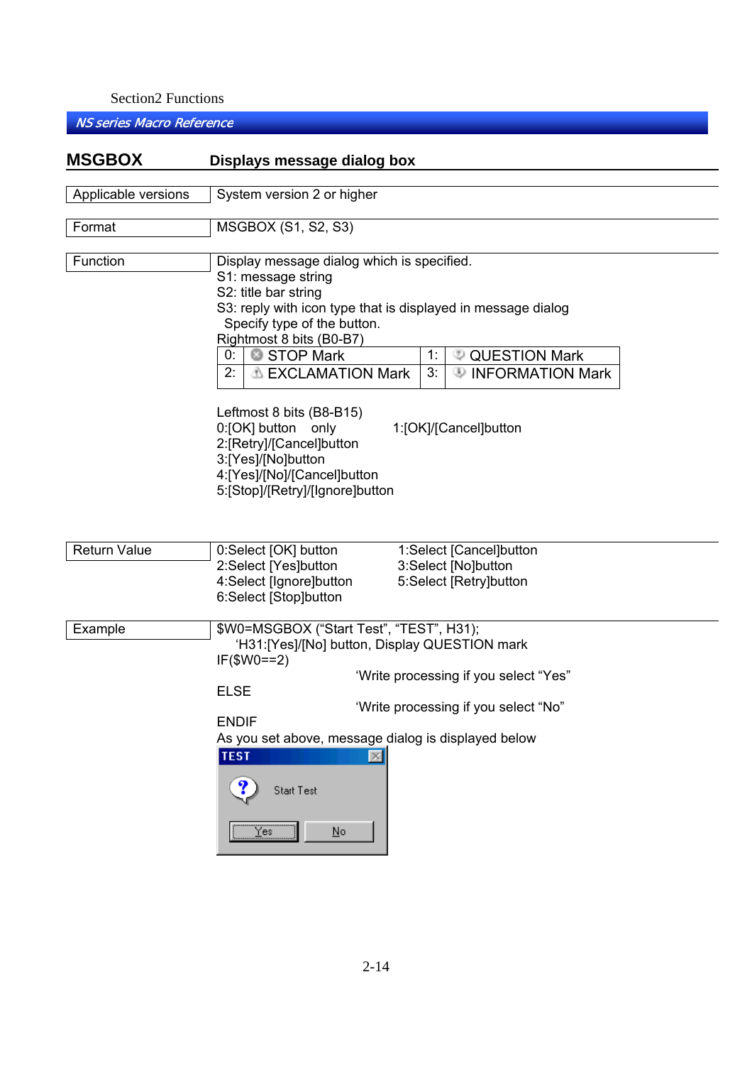## MSGBOX Displays message dialog box

**Applicable versions**

System version 2 or higher

**Format**

MSGBOX (S1, S2, S3)

**Function**

Display message dialog which is specified.
S1: message string
S2: title bar string
S3: reply with icon type that is displayed in message dialog
Specify type of the button.
Rightmost 8 bits (B0-B7)

| | | | |
|---|---|---|---|
| 0: | STOP Mark | 1: | QUESTION Mark |
| 2: | EXCLAMATION Mark | 3: | INFORMATION Mark |

Leftmost 8 bits (B8-B15)
0:[OK] button only
1:[OK]/[Cancel]button
2:[Retry]/[Cancel]button
3:[Yes]/[No]button
4:[Yes]/[No]/[Cancel]button
5:[Stop]/[Retry]/[Ignore]button

**Return Value**

0:Select [OK] button
1:Select [Cancel]button
2:Select [Yes]button
3:Select [No]button
4:Select [Ignore]button
5:Select [Retry]button
6:Select [Stop]button

**Example**

```
$W0=MSGBOX (“Start Test”, “TEST”, H31);
  ‘H31:[Yes]/[No] button, Display QUESTION mark
IF($W0==2)
                    ‘Write processing if you select “Yes”
ELSE
                    ‘Write processing if you select “No”
ENDIF
```

As you set above, message dialog is displayed below

TEST
Start Test
Yes No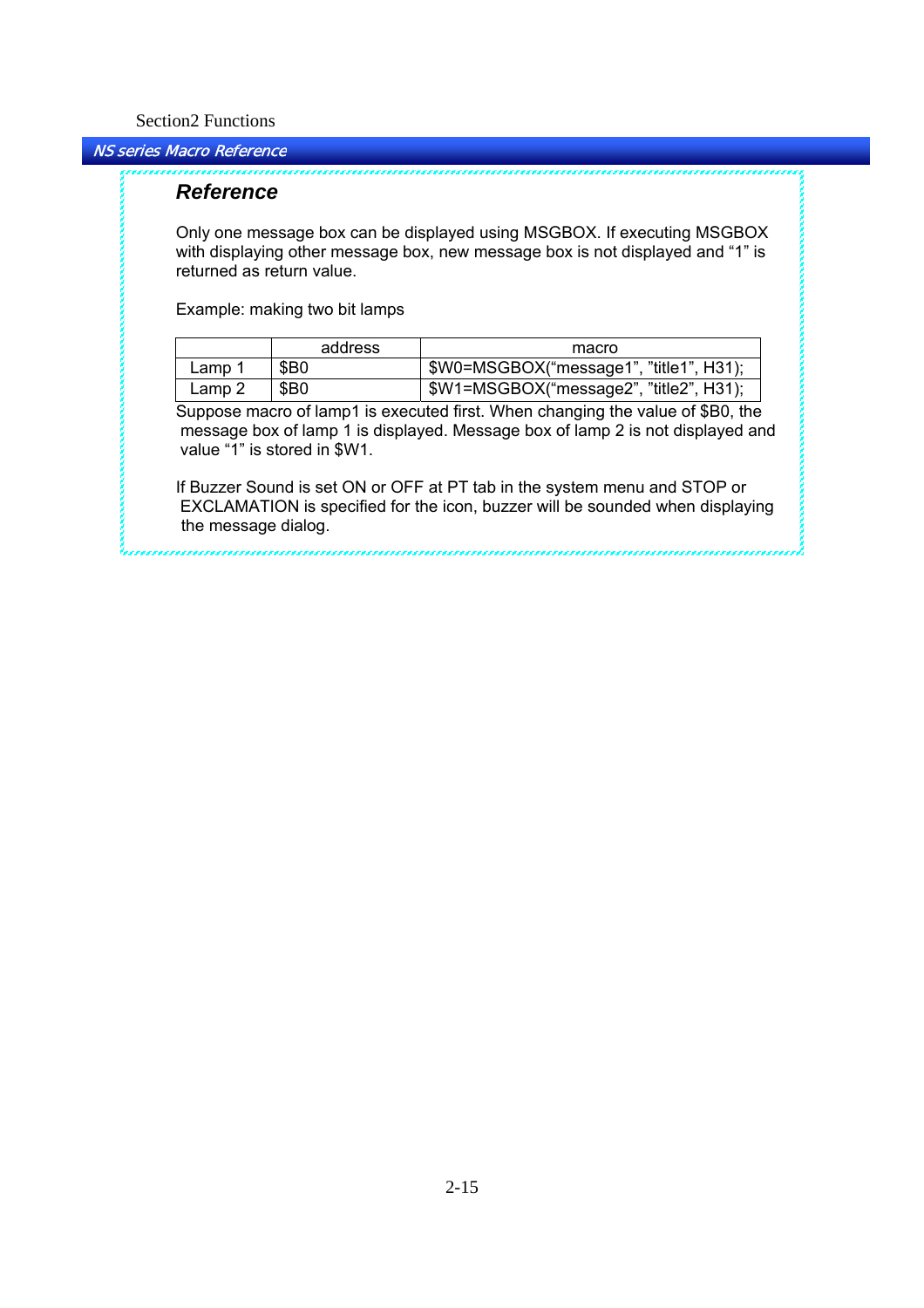## Reference

Only one message box can be displayed using MSGBOX. If executing MSGBOX with displaying other message box, new message box is not displayed and “1” is returned as return value.

Example: making two bit lamps

|  | address | macro |
|---|---|---|
| Lamp 1 | $B0 | $W0=MSGBOX(“message1”, ”title1”, H31); |
| Lamp 2 | $B0 | $W1=MSGBOX(“message2”, ”title2”, H31); |

Suppose macro of lamp1 is executed first. When changing the value of $B0, the message box of lamp 1 is displayed. Message box of lamp 2 is not displayed and value “1” is stored in $W1.

If Buzzer Sound is set ON or OFF at PT tab in the system menu and STOP or EXCLAMATION is specified for the icon, buzzer will be sounded when displaying the message dialog.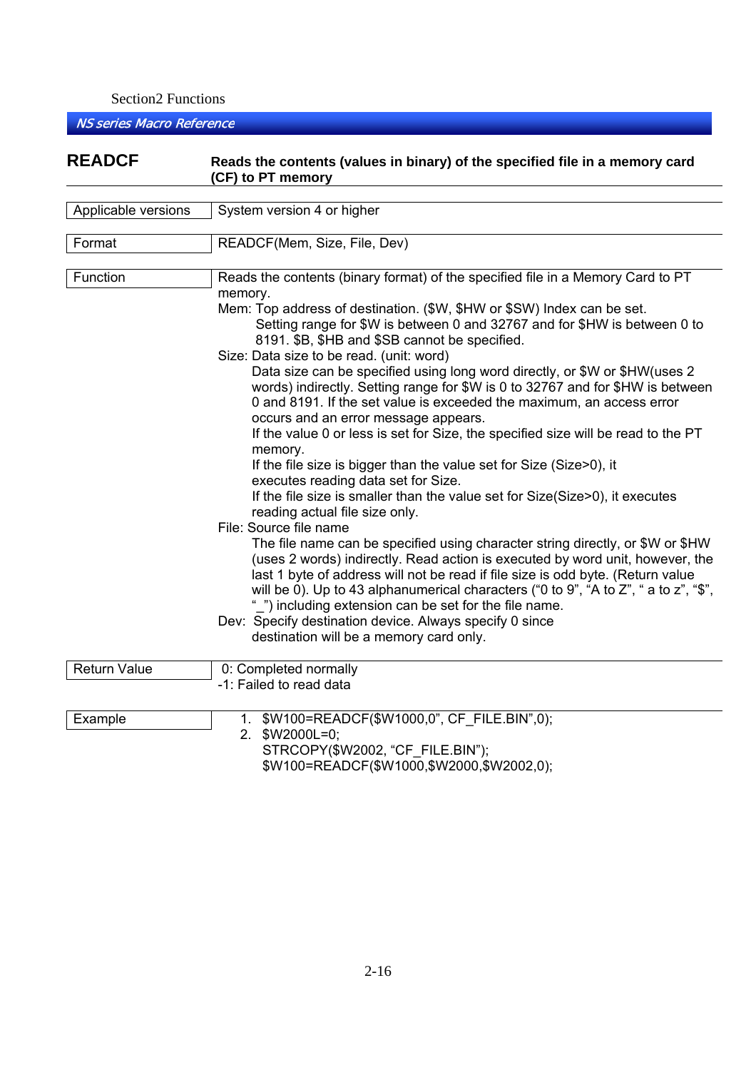## READCF

**Reads the contents (values in binary) of the specified file in a memory card (CF) to PT memory**

| | |
|---|---|
| Applicable versions | System version 4 or higher |

| | |
|---|---|
| Format | READCF(Mem, Size, File, Dev) |

**Function**

Reads the contents (binary format) of the specified file in a Memory Card to PT memory.

Mem: Top address of destination. ($W, $HW or $SW) Index can be set.
  Setting range for $W is between 0 and 32767 and for $HW is between 0 to 8191. $B, $HB and $SB cannot be specified.

Size: Data size to be read. (unit: word)
  Data size can be specified using long word directly, or $W or $HW(uses 2 words) indirectly. Setting range for $W is 0 to 32767 and for $HW is between 0 and 8191. If the set value is exceeded the maximum, an access error occurs and an error message appears.
  If the value 0 or less is set for Size, the specified size will be read to the PT memory.
  If the file size is bigger than the value set for Size (Size>0), it executes reading data set for Size.
  If the file size is smaller than the value set for Size(Size>0), it executes reading actual file size only.

File: Source file name
  The file name can be specified using character string directly, or $W or $HW (uses 2 words) indirectly. Read action is executed by word unit, however, the last 1 byte of address will not be read if file size is odd byte. (Return value will be 0). Up to 43 alphanumerical characters (“0 to 9”, “A to Z”, “ a to z”, “$”, “_”) including extension can be set for the file name.

Dev: Specify destination device. Always specify 0 since destination will be a memory card only.

**Return Value**

0: Completed normally
-1: Failed to read data

**Example**

1. $W100=READCF($W1000,0”, CF_FILE.BIN”,0);
2. $W2000L=0;
   STRCOPY($W2002, “CF_FILE.BIN”);
   $W100=READCF($W1000,$W2000,$W2002,0);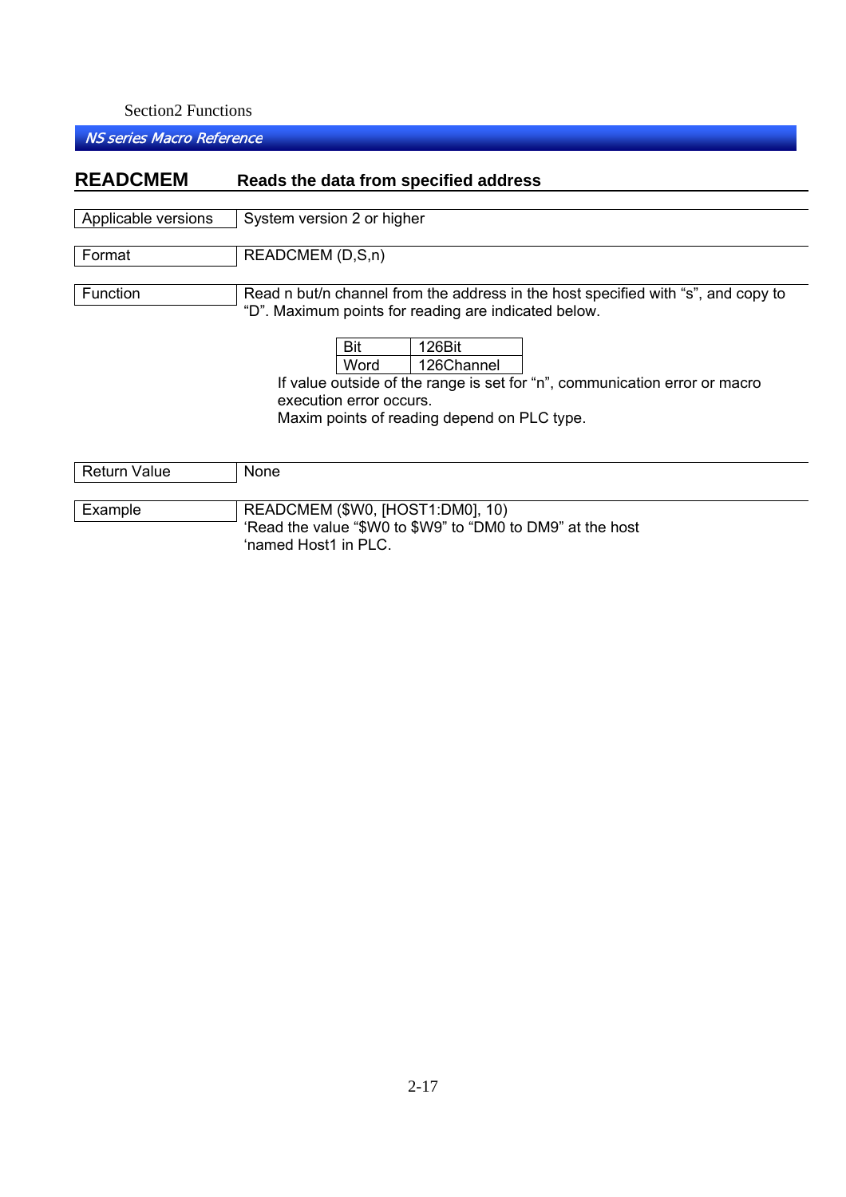## READCMEM    Reads the data from specified address

| Applicable versions | System version 2 or higher |
|---|---|

| Format | READCMEM (D,S,n) |
|---|---|

**Function**

Read n but/n channel from the address in the host specified with “s”, and copy to “D”. Maximum points for reading are indicated below.

| Bit | 126Bit |
|---|---|
| Word | 126Channel |

If value outside of the range is set for “n”, communication error or macro execution error occurs.
Maxim points of reading depend on PLC type.

| Return Value | None |
|---|---|

**Example**

```
READCMEM ($W0, [HOST1:DM0], 10)
'Read the value "$W0 to $W9" to "DM0 to DM9" at the host
'named Host1 in PLC.
```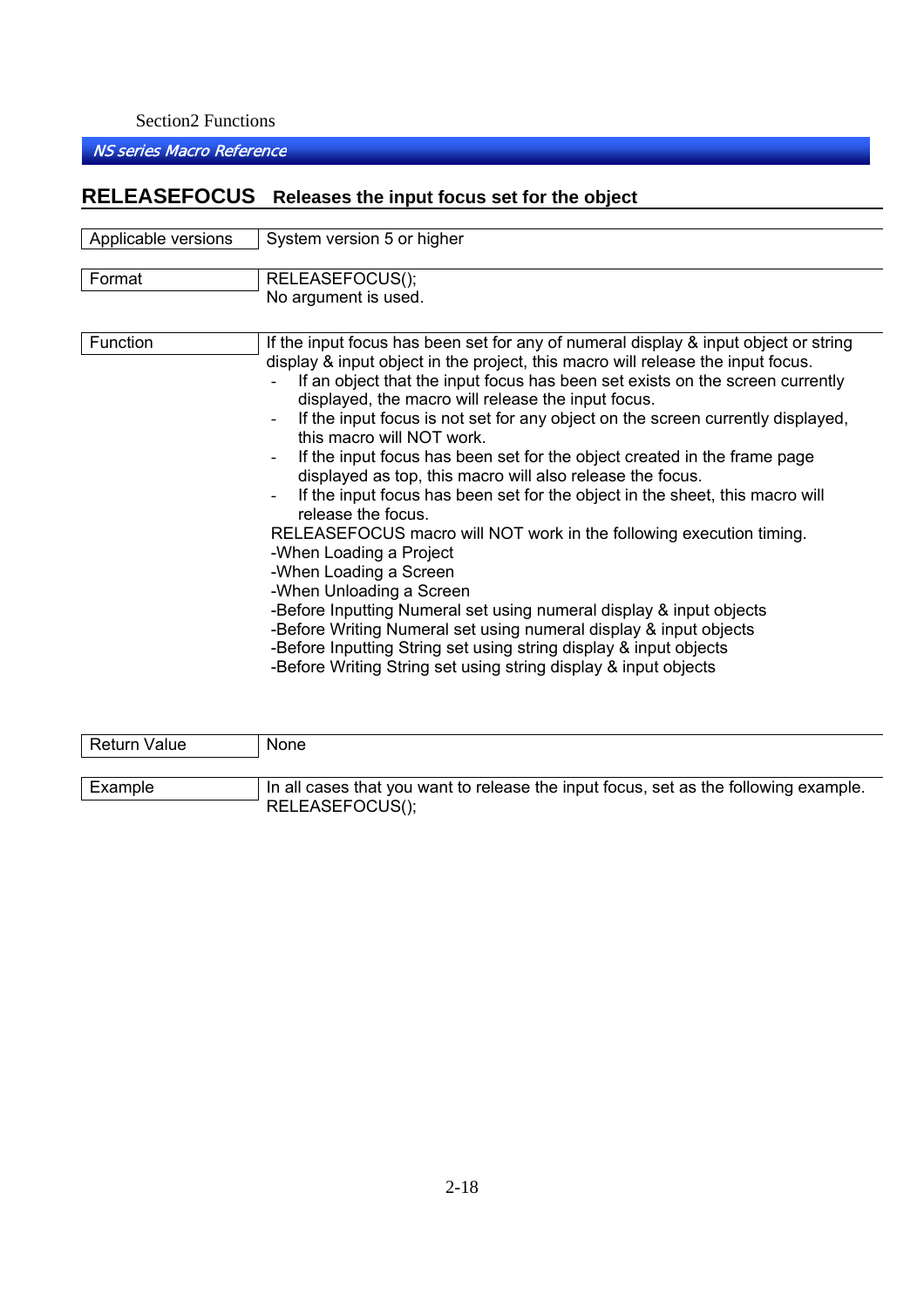## RELEASEFOCUS Releases the input focus set for the object

| | |
|---|---|
| Applicable versions | System version 5 or higher |
| Format | RELEASEFOCUS();<br>No argument is used. |
| Function | If the input focus has been set for any of numeral display & input object or string display & input object in the project, this macro will release the input focus.<br>- If an object that the input focus has been set exists on the screen currently displayed, the macro will release the input focus.<br>- If the input focus is not set for any object on the screen currently displayed, this macro will NOT work.<br>- If the input focus has been set for the object created in the frame page displayed as top, this macro will also release the focus.<br>- If the input focus has been set for the object in the sheet, this macro will release the focus.<br>RELEASEFOCUS macro will NOT work in the following execution timing.<br>-When Loading a Project<br>-When Loading a Screen<br>-When Unloading a Screen<br>-Before Inputting Numeral set using numeral display & input objects<br>-Before Writing Numeral set using numeral display & input objects<br>-Before Inputting String set using string display & input objects<br>-Before Writing String set using string display & input objects |
| Return Value | None |
| Example | In all cases that you want to release the input focus, set as the following example.<br>RELEASEFOCUS(); |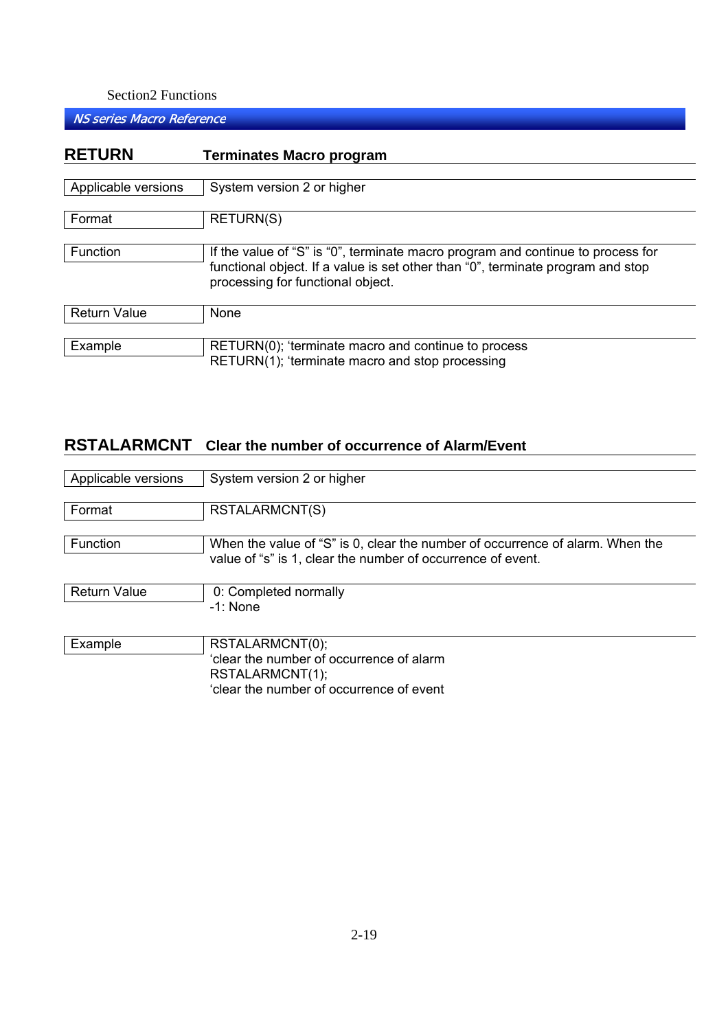## RETURN — Terminates Macro program

| | |
|---|---|
| Applicable versions | System version 2 or higher |
| Format | RETURN(S) |
| Function | If the value of "S" is "0", terminate macro program and continue to process for functional object. If a value is set other than "0", terminate program and stop processing for functional object. |
| Return Value | None |
| Example | RETURN(0); 'terminate macro and continue to process<br>RETURN(1); 'terminate macro and stop processing |

## RSTALARMCNT — Clear the number of occurrence of Alarm/Event

| | |
|---|---|
| Applicable versions | System version 2 or higher |
| Format | RSTALARMCNT(S) |
| Function | When the value of "S" is 0, clear the number of occurrence of alarm. When the value of "s" is 1, clear the number of occurrence of event. |
| Return Value | 0: Completed normally<br>-1: None |
| Example | RSTALARMCNT(0);<br>'clear the number of occurrence of alarm<br>RSTALARMCNT(1);<br>'clear the number of occurrence of event |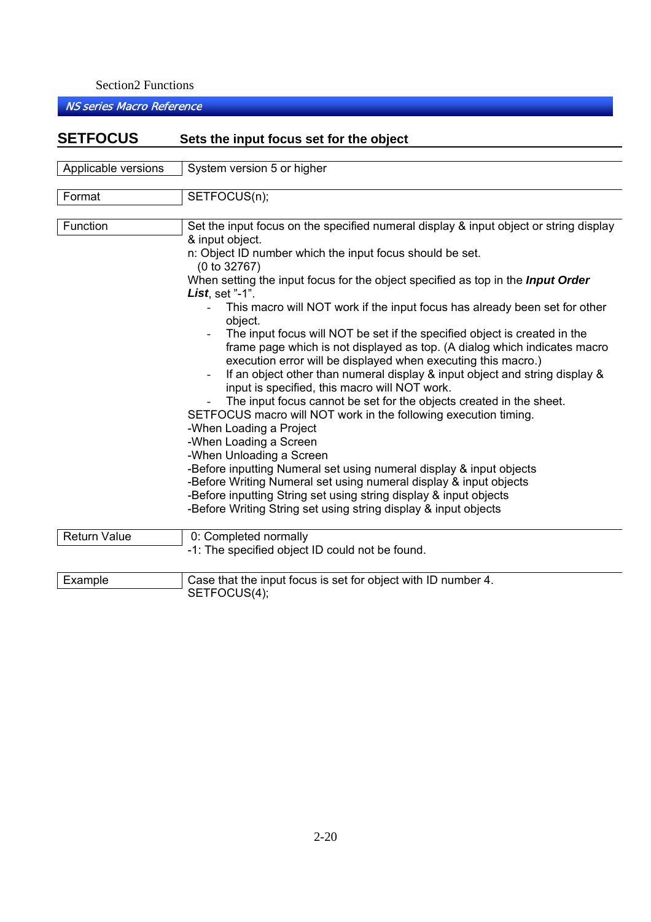## SETFOCUS  Sets the input focus set for the object

| Applicable versions | System version 5 or higher |
|---|---|

| Format | SETFOCUS(n); |
|---|---|

**Function**

Set the input focus on the specified numeral display & input object or string display & input object.

n: Object ID number which the input focus should be set.
  (0 to 32767)

When setting the input focus for the object specified as top in the ***Input Order List***, set "-1".

- This macro will NOT work if the input focus has already been set for other object.
- The input focus will NOT be set if the specified object is created in the frame page which is not displayed as top. (A dialog which indicates macro execution error will be displayed when executing this macro.)
- If an object other than numeral display & input object and string display & input is specified, this macro will NOT work.
- The input focus cannot be set for the objects created in the sheet.

SETFOCUS macro will NOT work in the following execution timing.

-When Loading a Project
-When Loading a Screen
-When Unloading a Screen
-Before inputting Numeral set using numeral display & input objects
-Before Writing Numeral set using numeral display & input objects
-Before inputting String set using string display & input objects
-Before Writing String set using string display & input objects

**Return Value**

0: Completed normally
-1: The specified object ID could not be found.

**Example**

Case that the input focus is set for object with ID number 4.

```
SETFOCUS(4);
```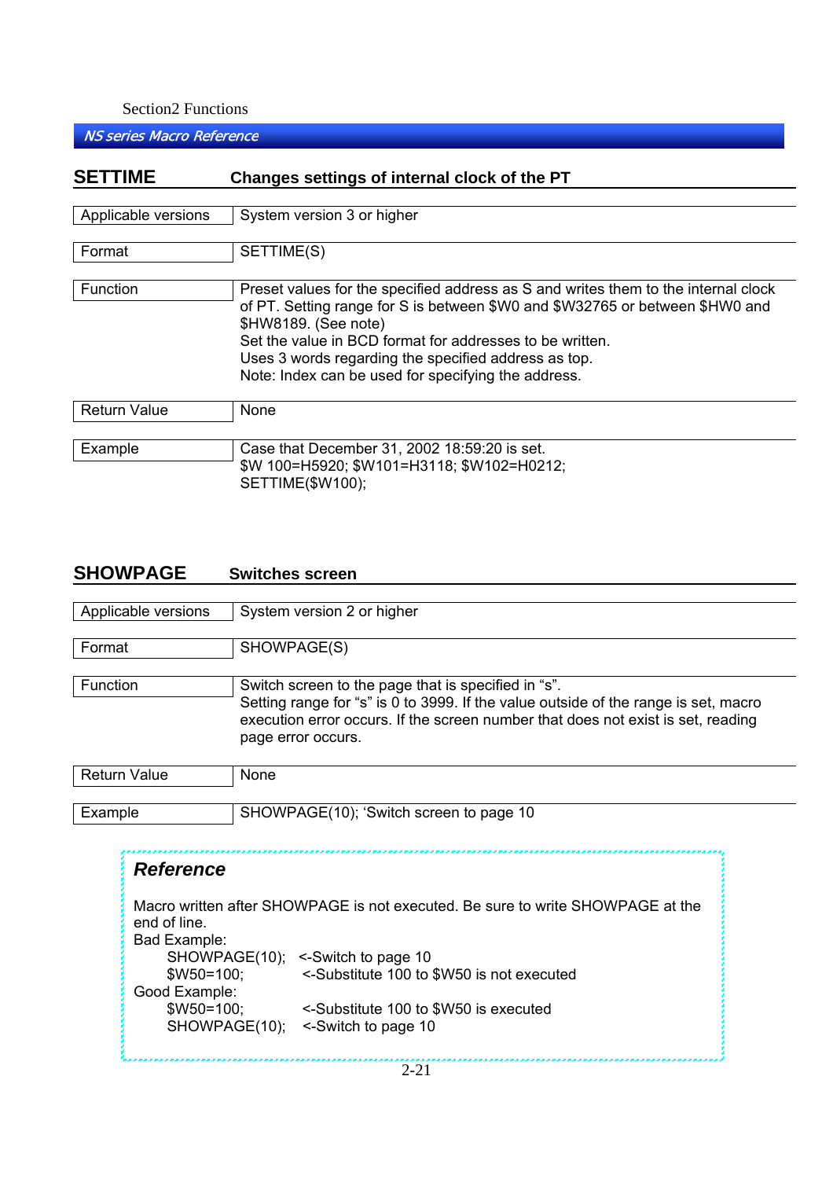## SETTIME    Changes settings of internal clock of the PT

| | |
|---|---|
| Applicable versions | System version 3 or higher |
| Format | SETTIME(S) |
| Function | Preset values for the specified address as S and writes them to the internal clock of PT. Setting range for S is between $W0 and $W32765 or between $HW0 and $HW8189. (See note)<br>Set the value in BCD format for addresses to be written.<br>Uses 3 words regarding the specified address as top.<br>Note: Index can be used for specifying the address. |
| Return Value | None |
| Example | Case that December 31, 2002 18:59:20 is set.<br>$W 100=H5920; $W101=H3118; $W102=H0212;<br>SETTIME($W100); |

## SHOWPAGE    Switches screen

| | |
|---|---|
| Applicable versions | System version 2 or higher |
| Format | SHOWPAGE(S) |
| Function | Switch screen to the page that is specified in “s”.<br>Setting range for “s” is 0 to 3999. If the value outside of the range is set, macro execution error occurs. If the screen number that does not exist is set, reading page error occurs. |
| Return Value | None |
| Example | SHOWPAGE(10); ‘Switch screen to page 10 |

> ***Reference***
>
> Macro written after SHOWPAGE is not executed. Be sure to write SHOWPAGE at the end of line.
>
> Bad Example:
> ```
>     SHOWPAGE(10);   <-Switch to page 10
>     $W50=100;       <-Substitute 100 to $W50 is not executed
> ```
> Good Example:
> ```
>     $W50=100;       <-Substitute 100 to $W50 is executed
>     SHOWPAGE(10);   <-Switch to page 10
> ```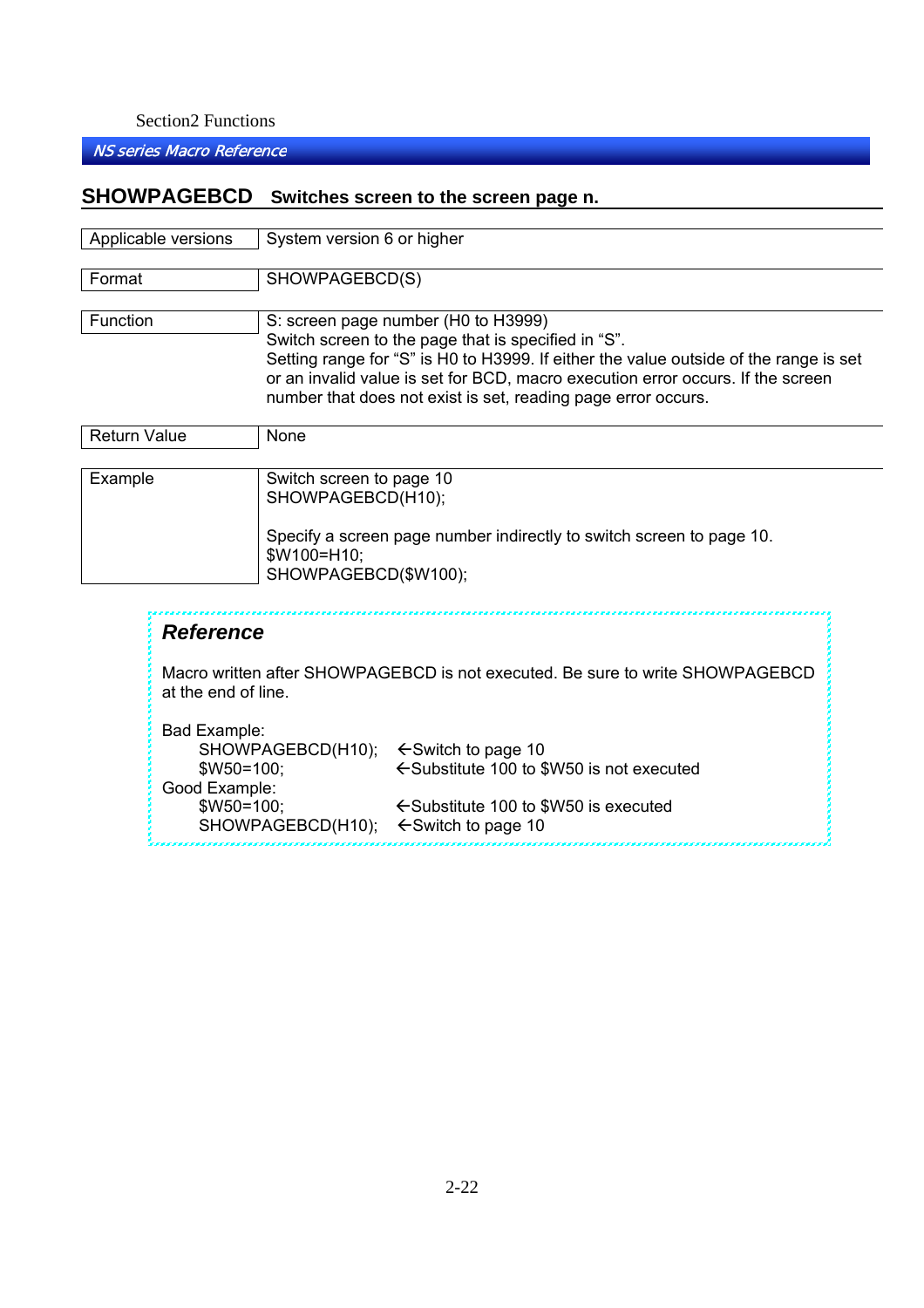## SHOWPAGEBCD Switches screen to the page n.

| | |
|---|---|
| Applicable versions | System version 6 or higher |
| Format | SHOWPAGEBCD(S) |
| Function | S: screen page number (H0 to H3999)<br>Switch screen to the page that is specified in "S".<br>Setting range for "S" is H0 to H3999. If either the value outside of the range is set or an invalid value is set for BCD, macro execution error occurs. If the screen number that does not exist is set, reading page error occurs. |
| Return Value | None |
| Example | Switch screen to page 10<br>SHOWPAGEBCD(H10);<br><br>Specify a screen page number indirectly to switch screen to page 10.<br>$W100=H10;<br>SHOWPAGEBCD($W100); |

### *Reference*

Macro written after SHOWPAGEBCD is not executed. Be sure to write SHOWPAGEBCD at the end of line.

Bad Example:

```
SHOWPAGEBCD(H10);    ←Switch to page 10
$W50=100;            ←Substitute 100 to $W50 is not executed
```

Good Example:

```
$W50=100;            ←Substitute 100 to $W50 is executed
SHOWPAGEBCD(H10);    ←Switch to page 10
```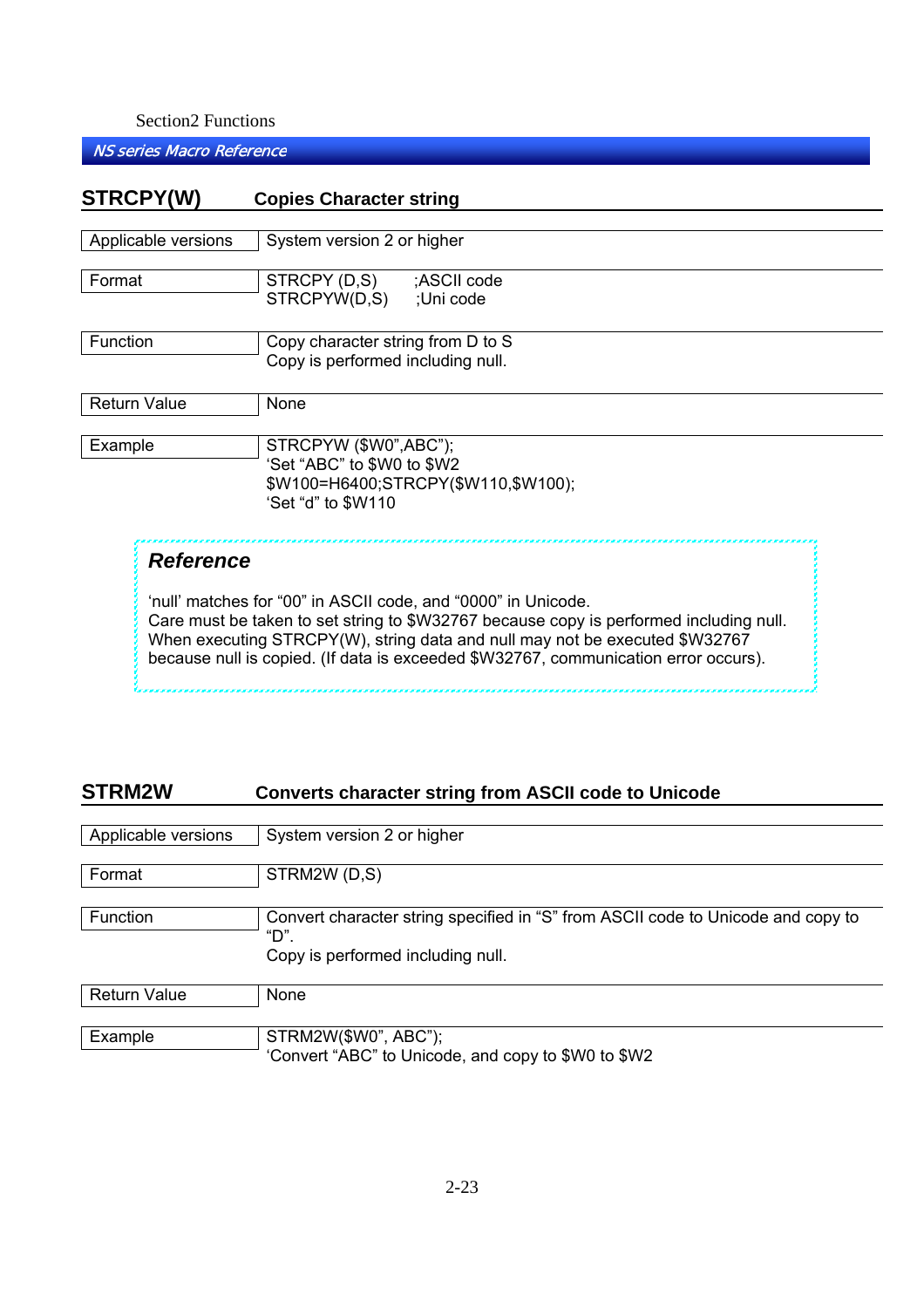## STRCPY(W) Copies Character string

| | |
|---|---|
| Applicable versions | System version 2 or higher |
| Format | STRCPY (D,S) ;ASCII code<br>STRCPYW(D,S) ;Uni code |
| Function | Copy character string from D to S<br>Copy is performed including null. |
| Return Value | None |
| Example | STRCPYW ($W0",ABC");<br>'Set "ABC" to $W0 to $W2<br>$W100=H6400;STRCPY($W110,$W100);<br>'Set "d" to $W110 |

> ### *Reference*
>
> 'null' matches for "00" in ASCII code, and "0000" in Unicode.
> Care must be taken to set string to $W32767 because copy is performed including null.
> When executing STRCPY(W), string data and null may not be executed $W32767
> because null is copied. (If data is exceeded $W32767, communication error occurs).

## STRM2W Converts character string from ASCII code to Unicode

| | |
|---|---|
| Applicable versions | System version 2 or higher |
| Format | STRM2W (D,S) |
| Function | Convert character string specified in "S" from ASCII code to Unicode and copy to "D".<br>Copy is performed including null. |
| Return Value | None |
| Example | STRM2W($W0", ABC");<br>'Convert "ABC" to Unicode, and copy to $W0 to $W2 |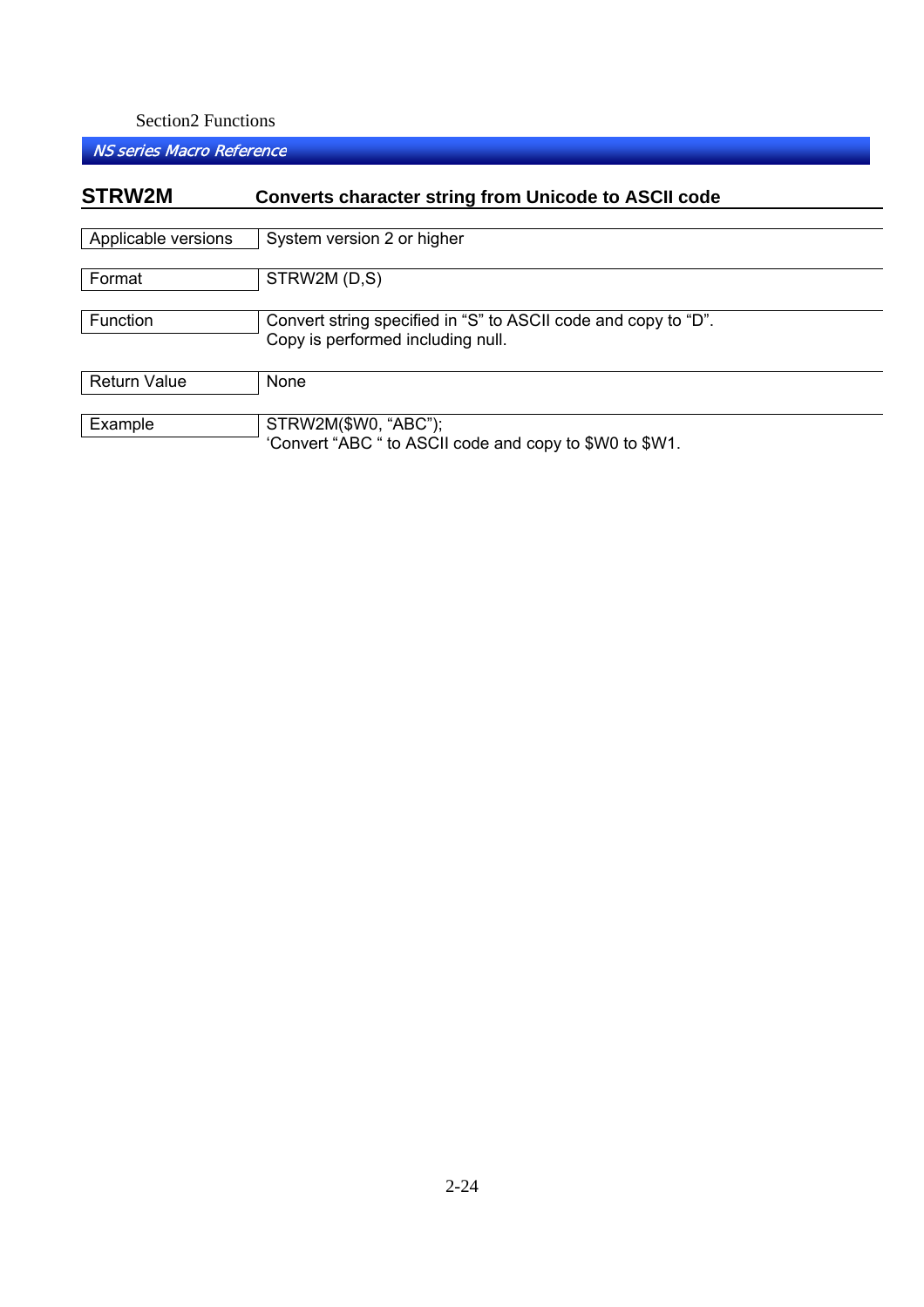## STRW2M    Converts character string from Unicode to ASCII code

| | |
|---|---|
| Applicable versions | System version 2 or higher |
| Format | STRW2M (D,S) |
| Function | Convert string specified in “S” to ASCII code and copy to “D”.<br>Copy is performed including null. |
| Return Value | None |
| Example | STRW2M($W0, “ABC”);<br>‘Convert “ABC “ to ASCII code and copy to $W0 to $W1. |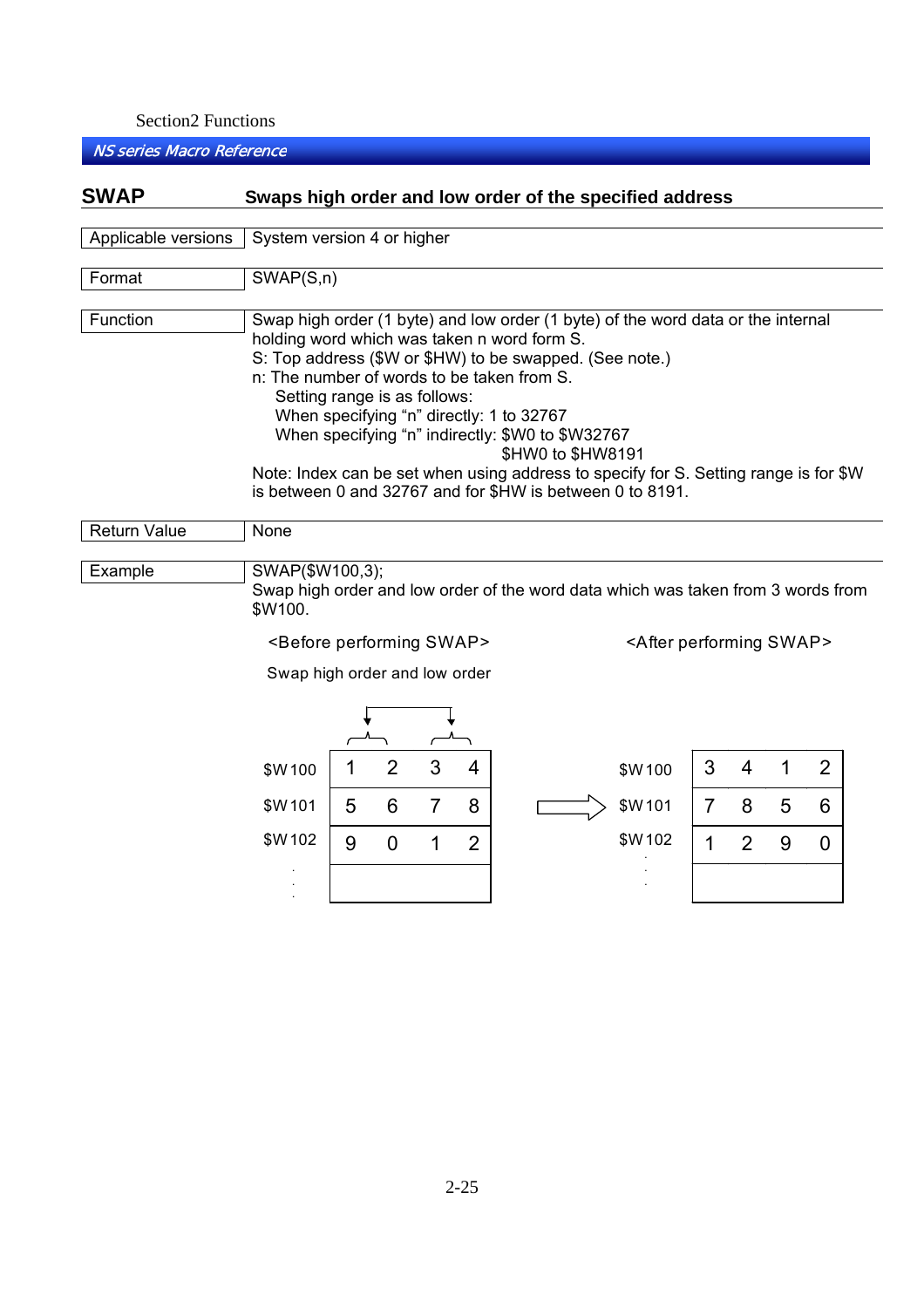## SWAP — Swaps high order and low order of the specified address

**Applicable versions**

System version 4 or higher

**Format**

SWAP(S,n)

**Function**

Swap high order (1 byte) and low order (1 byte) of the word data or the internal holding word which was taken n word form S.

S: Top address ($W or $HW) to be swapped. (See note.)

n: The number of words to be taken from S.

 Setting range is as follows:

 When specifying “n” directly: 1 to 32767

 When specifying “n” indirectly: $W0 to $W32767

 $HW0 to $HW8191

Note: Index can be set when using address to specify for S. Setting range is for $W is between 0 and 32767 and for $HW is between 0 to 8191.

**Return Value**

None

**Example**

SWAP($W100,3);

Swap high order and low order of the word data which was taken from 3 words from $W100.

<Before performing SWAP>

Swap high order and low order

| | | | | |
|---|---|---|---|---|
| $W100 | 1 | 2 | 3 | 4 |
| $W101 | 5 | 6 | 7 | 8 |
| $W102 | 9 | 0 | 1 | 2 |
| ⋮ | | | | |

<After performing SWAP>

| | | | | |
|---|---|---|---|---|
| $W100 | 3 | 4 | 1 | 2 |
| $W101 | 7 | 8 | 5 | 6 |
| $W102 | 1 | 2 | 9 | 0 |
| ⋮ | | | | |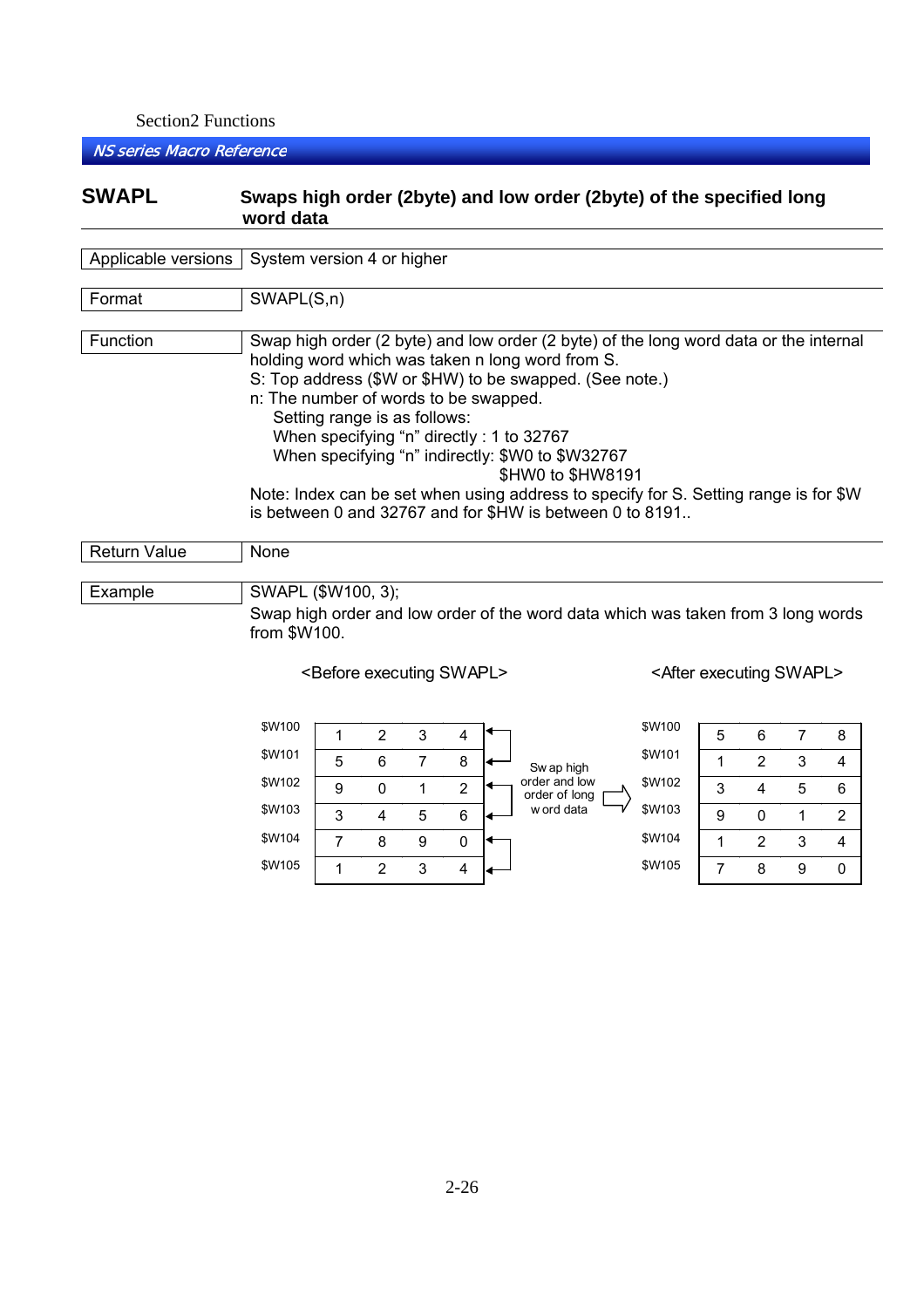## SWAPL

**Swaps high order (2byte) and low order (2byte) of the specified long word data**

| | |
|---|---|
| Applicable versions | System version 4 or higher |
| Format | SWAPL(S,n) |
| Function | Swap high order (2 byte) and low order (2 byte) of the long word data or the internal holding word which was taken n long word from S.<br>S: Top address ($W or $HW) to be swapped. (See note.)<br>n: The number of words to be swapped.<br>Setting range is as follows:<br>When specifying "n" directly : 1 to 32767<br>When specifying "n" indirectly: $W0 to $W32767<br>$HW0 to $HW8191<br>Note: Index can be set when using address to specify for S. Setting range is for $W is between 0 and 32767 and for $HW is between 0 to 8191.. |
| Return Value | None |
| Example | SWAPL ($W100, 3);<br>Swap high order and low order of the word data which was taken from 3 long words from $W100. |

<Before executing SWAPL>

| | | | | |
|---|---|---|---|---|
| $W100 | 1 | 2 | 3 | 4 |
| $W101 | 5 | 6 | 7 | 8 |
| $W102 | 9 | 0 | 1 | 2 |
| $W103 | 3 | 4 | 5 | 6 |
| $W104 | 7 | 8 | 9 | 0 |
| $W105 | 1 | 2 | 3 | 4 |

Swap high order and low order of long word data ⇒

<After executing SWAPL>

| | | | | |
|---|---|---|---|---|
| $W100 | 5 | 6 | 7 | 8 |
| $W101 | 1 | 2 | 3 | 4 |
| $W102 | 3 | 4 | 5 | 6 |
| $W103 | 9 | 0 | 1 | 2 |
| $W104 | 1 | 2 | 3 | 4 |
| $W105 | 7 | 8 | 9 | 0 |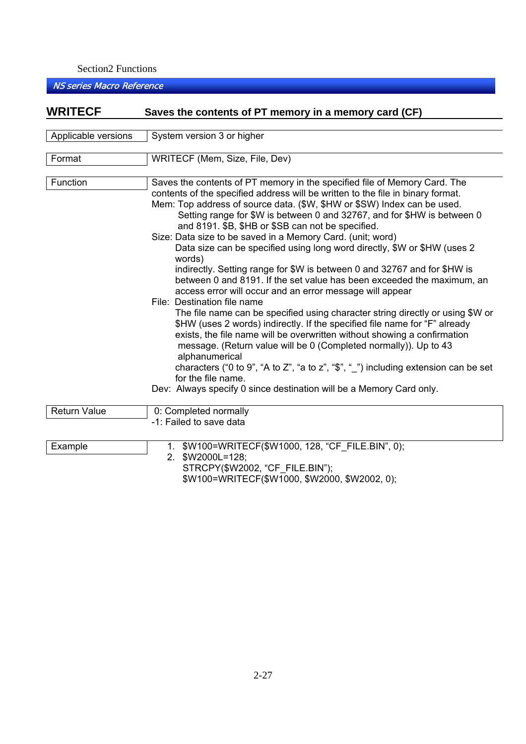## WRITECF Saves the contents of PT memory in a memory card (CF)

| | |
|---|---|
| Applicable versions | System version 3 or higher |
| Format | WRITECF (Mem, Size, File, Dev) |
| Function | Saves the contents of PT memory in the specified file of Memory Card. The contents of the specified address will be written to the file in binary format.<br>Mem: Top address of source data. ($W, $HW or $SW) Index can be used.<br>Setting range for $W is between 0 and 32767, and for $HW is between 0 and 8191. $B, $HB or $SB can not be specified.<br>Size: Data size to be saved in a Memory Card. (unit; word)<br>Data size can be specified using long word directly, $W or $HW (uses 2 words) indirectly. Setting range for $W is between 0 and 32767 and for $HW is between 0 and 8191. If the set value has been exceeded the maximum, an access error will occur and an error message will appear<br>File: Destination file name<br>The file name can be specified using character string directly or using $W or $HW (uses 2 words) indirectly. If the specified file name for "F" already exists, the file name will be overwritten without showing a confirmation message. (Return value will be 0 (Completed normally)). Up to 43 alphanumerical characters ("0 to 9", "A to Z", "a to z", "$", "_") including extension can be set for the file name.<br>Dev: Always specify 0 since destination will be a Memory Card only. |
| Return Value | 0: Completed normally<br>-1: Failed to save data |
| Example | 1. $W100=WRITECF($W1000, 128, "CF_FILE.BIN", 0);<br>2. $W2000L=128;<br>STRCPY($W2002, "CF_FILE.BIN");<br>$W100=WRITECF($W1000, $W2000, $W2002, 0); |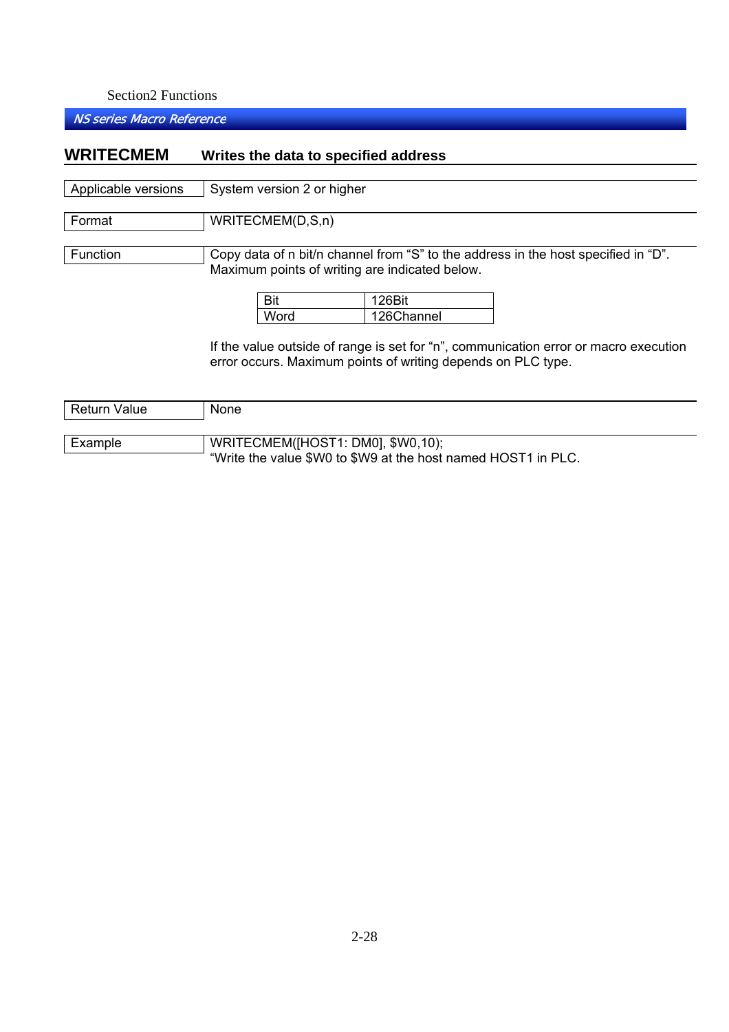## WRITECMEM Writes the data to specified address

| | |
|---|---|
| Applicable versions | System version 2 or higher |
| Format | WRITECMEM(D,S,n) |
| Function | Copy data of n bit/n channel from “S” to the address in the host specified in “D”. Maximum points of writing are indicated below. |

| Bit | 126Bit |
|---|---|
| Word | 126Channel |

If the value outside of range is set for “n”, communication error or macro execution error occurs. Maximum points of writing depends on PLC type.

| | |
|---|---|
| Return Value | None |
| Example | WRITECMEM([HOST1: DM0], $W0,10);<br>“Write the value $W0 to $W9 at the host named HOST1 in PLC. |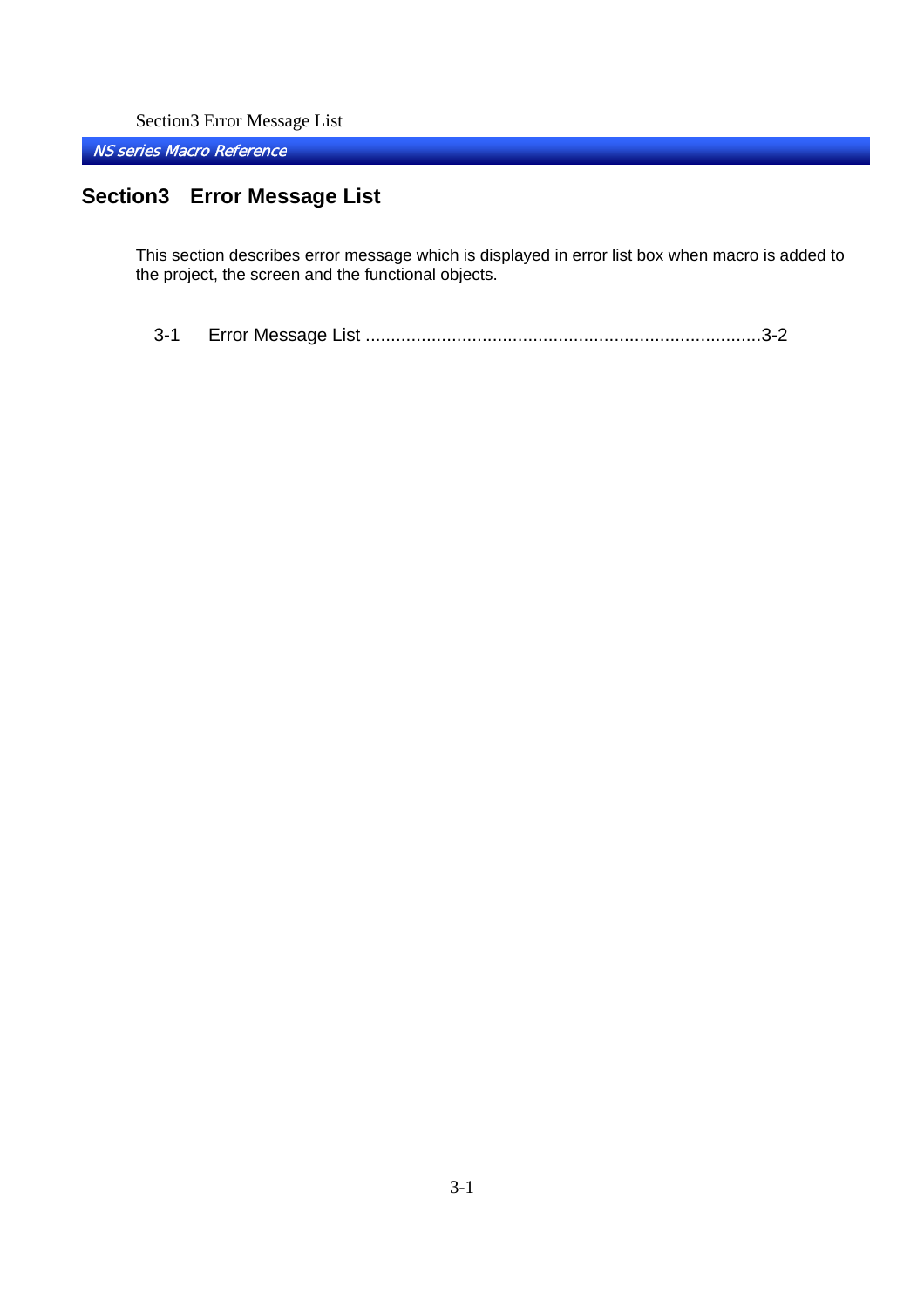# Section3 Error Message List

This section describes error message which is displayed in error list box when macro is added to the project, the screen and the functional objects.

3-1 Error Message List ............................................................................3-2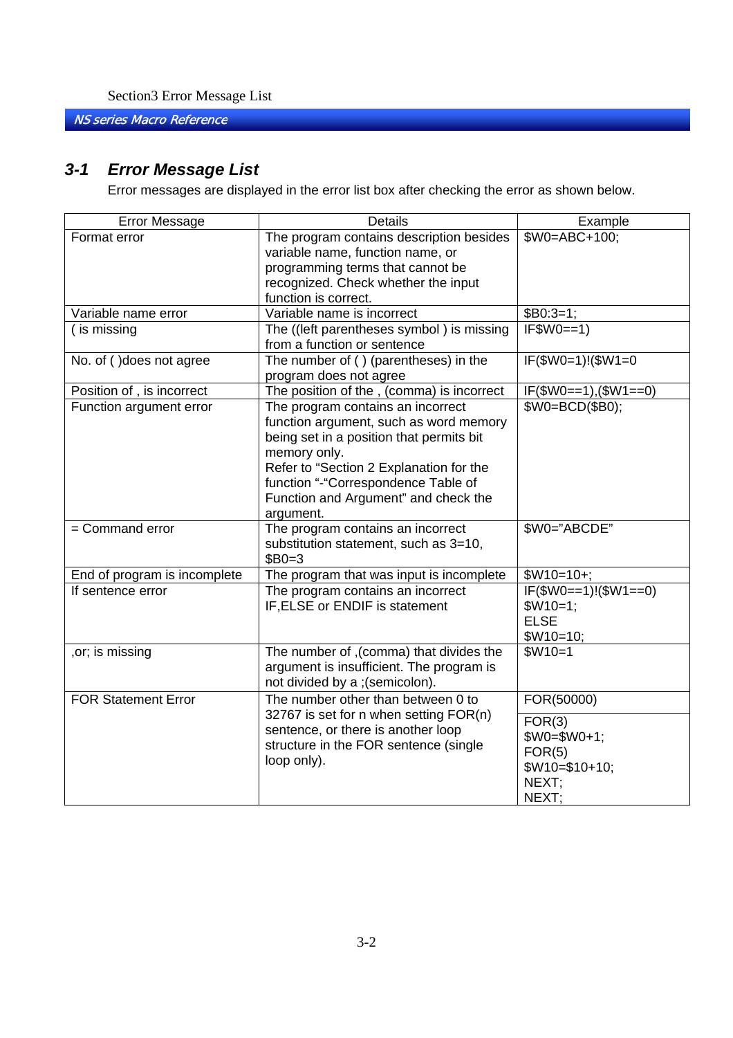## 3-1 Error Message List

Error messages are displayed in the error list box after checking the error as shown below.

| Error Message | Details | Example |
|---|---|---|
| Format error | The program contains description besides variable name, function name, or programming terms that cannot be recognized. Check whether the input function is correct. | $W0=ABC+100; |
| Variable name error | Variable name is incorrect | $B0:3=1; |
| ( is missing | The ((left parentheses symbol ) is missing from a function or sentence | IF$W0==1) |
| No. of ( )does not agree | The number of ( ) (parentheses) in the program does not agree | IF($W0=1)!($W1=0 |
| Position of , is incorrect | The position of the , (comma) is incorrect | IF($W0==1),($W1==0) |
| Function argument error | The program contains an incorrect function argument, such as word memory being set in a position that permits bit memory only.<br>Refer to "Section 2 Explanation for the function "-"Correspondence Table of Function and Argument" and check the argument. | $W0=BCD($B0); |
| = Command error | The program contains an incorrect substitution statement, such as 3=10, $B0=3 | $W0="ABCDE" |
| End of program is incomplete | The program that was input is incomplete | $W10=10+; |
| If sentence error | The program contains an incorrect IF,ELSE or ENDIF is statement | IF($W0==1)!($W1==0)<br>$W10=1;<br>ELSE<br>$W10=10; |
| ,or; is missing | The number of ,(comma) that divides the argument is insufficient. The program is not divided by a ;(semicolon). | $W10=1 |
| FOR Statement Error | The number other than between 0 to 32767 is set for n when setting FOR(n) sentence, or there is another loop structure in the FOR sentence (single loop only). | FOR(50000)<br><br>FOR(3)<br>$W0=$W0+1;<br>FOR(5)<br>$W10=$10+10;<br>NEXT;<br>NEXT; |